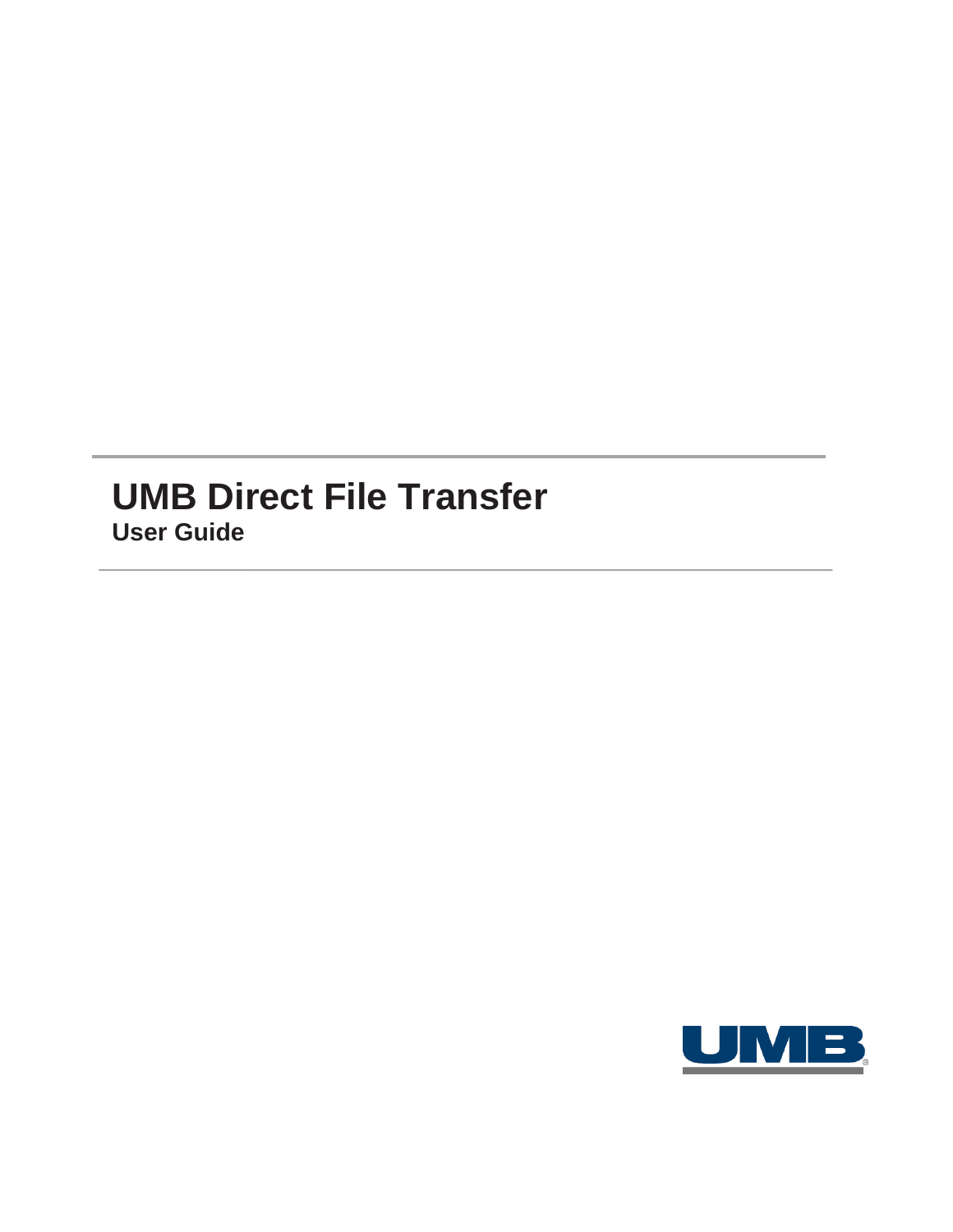# UMB Direct File Transfer

## User Guide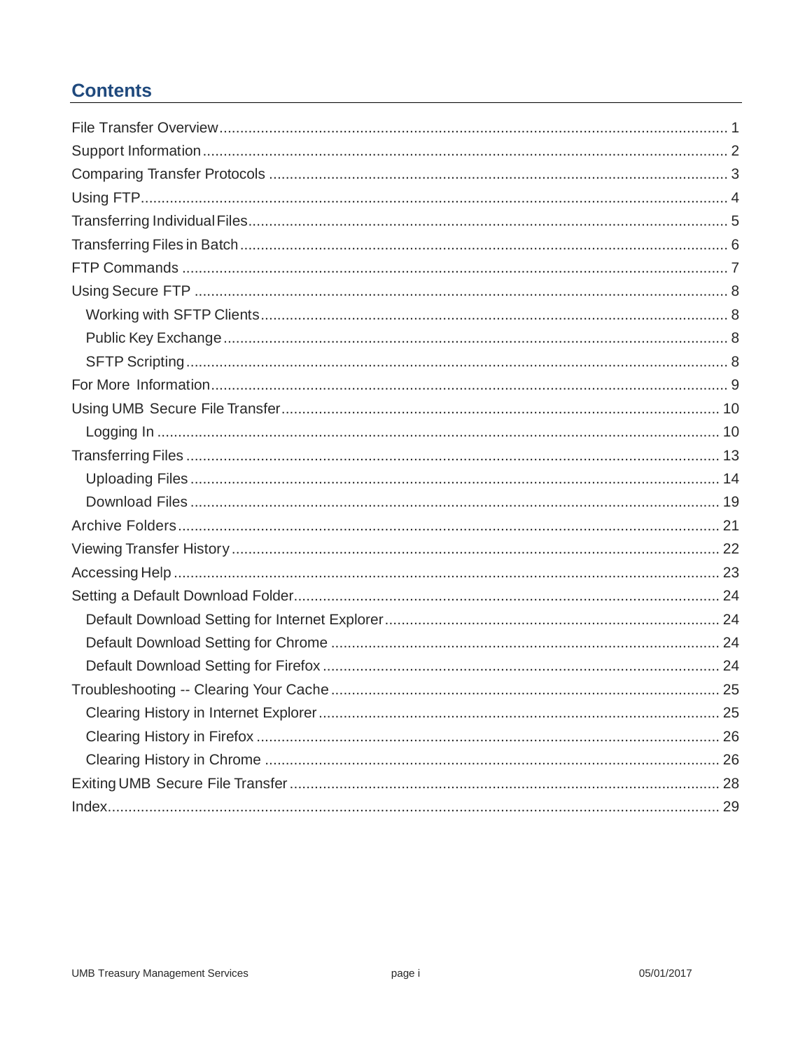## Contents

- File Transfer Overview ... 1
- Support Information ... 2
- Comparing Transfer Protocols ... 3
- Using FTP ... 4
- Transferring Individual Files ... 5
- Transferring Files in Batch ... 6
- FTP Commands ... 7
- Using Secure FTP ... 8
  - Working with SFTP Clients ... 8
  - Public Key Exchange ... 8
  - SFTP Scripting ... 8
- For More Information ... 9
- Using UMB Secure File Transfer ... 10
  - Logging In ... 10
- Transferring Files ... 13
  - Uploading Files ... 14
  - Download Files ... 19
- Archive Folders ... 21
- Viewing Transfer History ... 22
- Accessing Help ... 23
- Setting a Default Download Folder ... 24
  - Default Download Setting for Internet Explorer ... 24
  - Default Download Setting for Chrome ... 24
  - Default Download Setting for Firefox ... 24
- Troubleshooting -- Clearing Your Cache ... 25
  - Clearing History in Internet Explorer ... 25
  - Clearing History in Firefox ... 26
  - Clearing History in Chrome ... 26
- Exiting UMB Secure File Transfer ... 28
- Index ... 29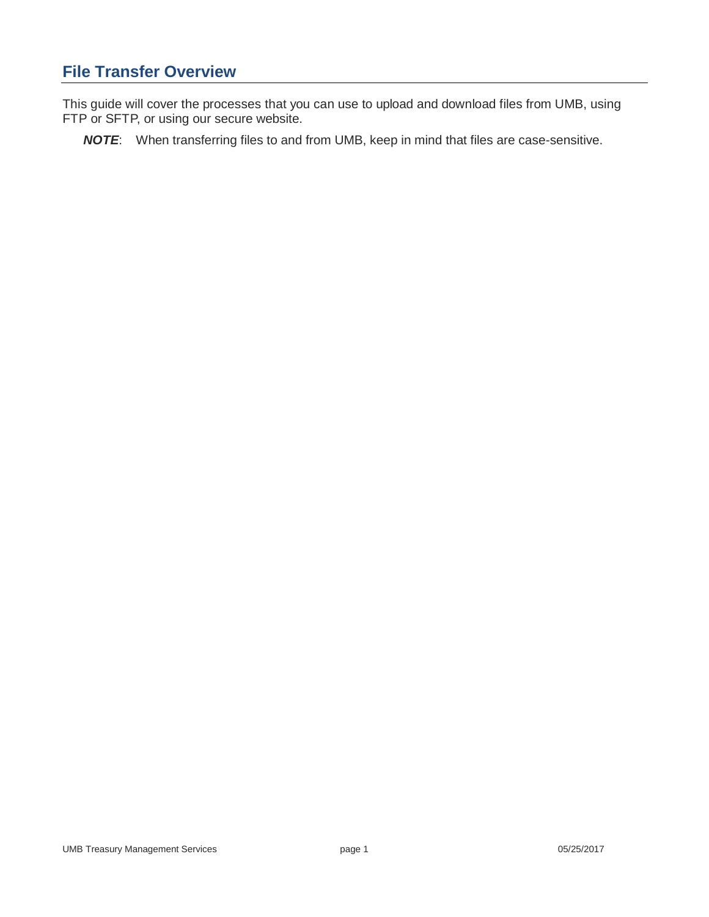## File Transfer Overview

This guide will cover the processes that you can use to upload and download files from UMB, using FTP or SFTP, or using our secure website.

***NOTE***: When transferring files to and from UMB, keep in mind that files are case-sensitive.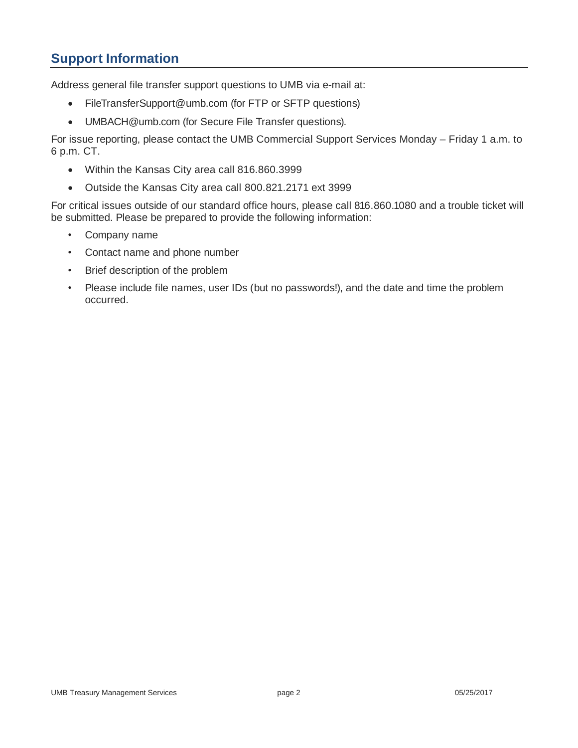## Support Information

Address general file transfer support questions to UMB via e-mail at:

- FileTransferSupport@umb.com (for FTP or SFTP questions)
- UMBACH@umb.com (for Secure File Transfer questions).

For issue reporting, please contact the UMB Commercial Support Services Monday – Friday 1 a.m. to 6 p.m. CT.

- Within the Kansas City area call 816.860.3999
- Outside the Kansas City area call 800.821.2171 ext 3999

For critical issues outside of our standard office hours, please call 816.860.1080 and a trouble ticket will be submitted. Please be prepared to provide the following information:

- Company name
- Contact name and phone number
- Brief description of the problem
- Please include file names, user IDs (but no passwords!), and the date and time the problem occurred.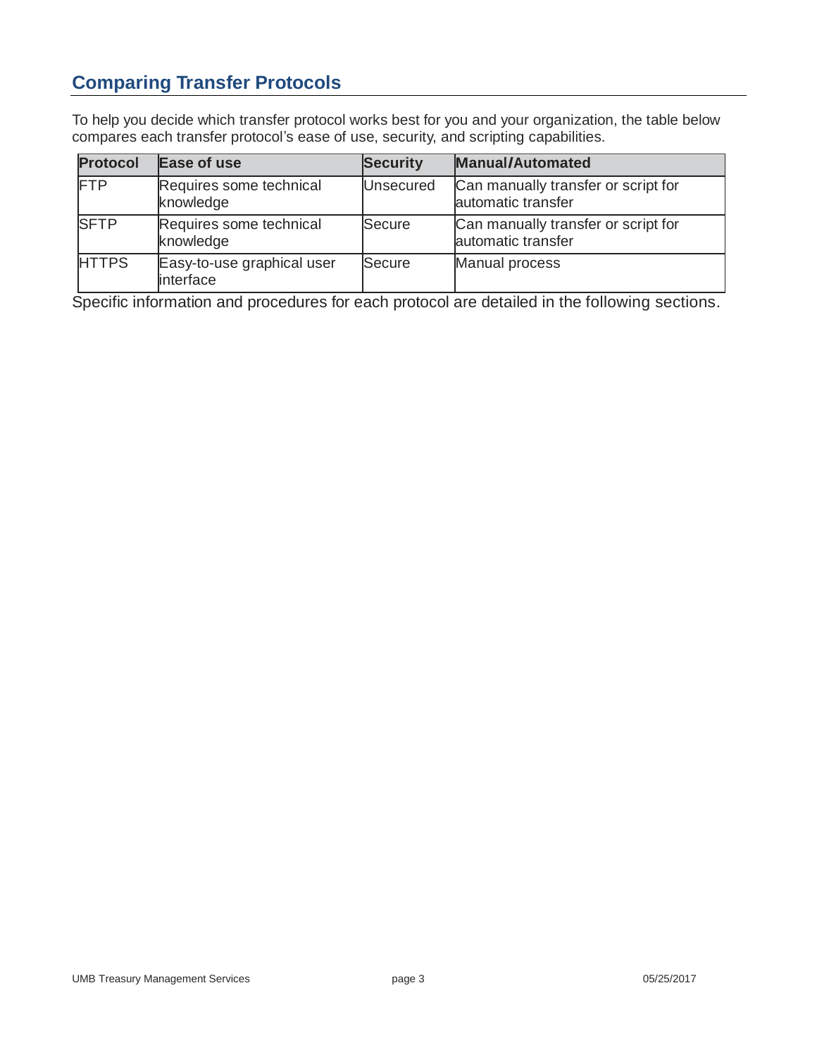## Comparing Transfer Protocols

To help you decide which transfer protocol works best for you and your organization, the table below compares each transfer protocol's ease of use, security, and scripting capabilities.

| Protocol | Ease of use | Security | Manual/Automated |
|---|---|---|---|
| FTP | Requires some technical knowledge | Unsecured | Can manually transfer or script for automatic transfer |
| SFTP | Requires some technical knowledge | Secure | Can manually transfer or script for automatic transfer |
| HTTPS | Easy-to-use graphical user interface | Secure | Manual process |

Specific information and procedures for each protocol are detailed in the following sections.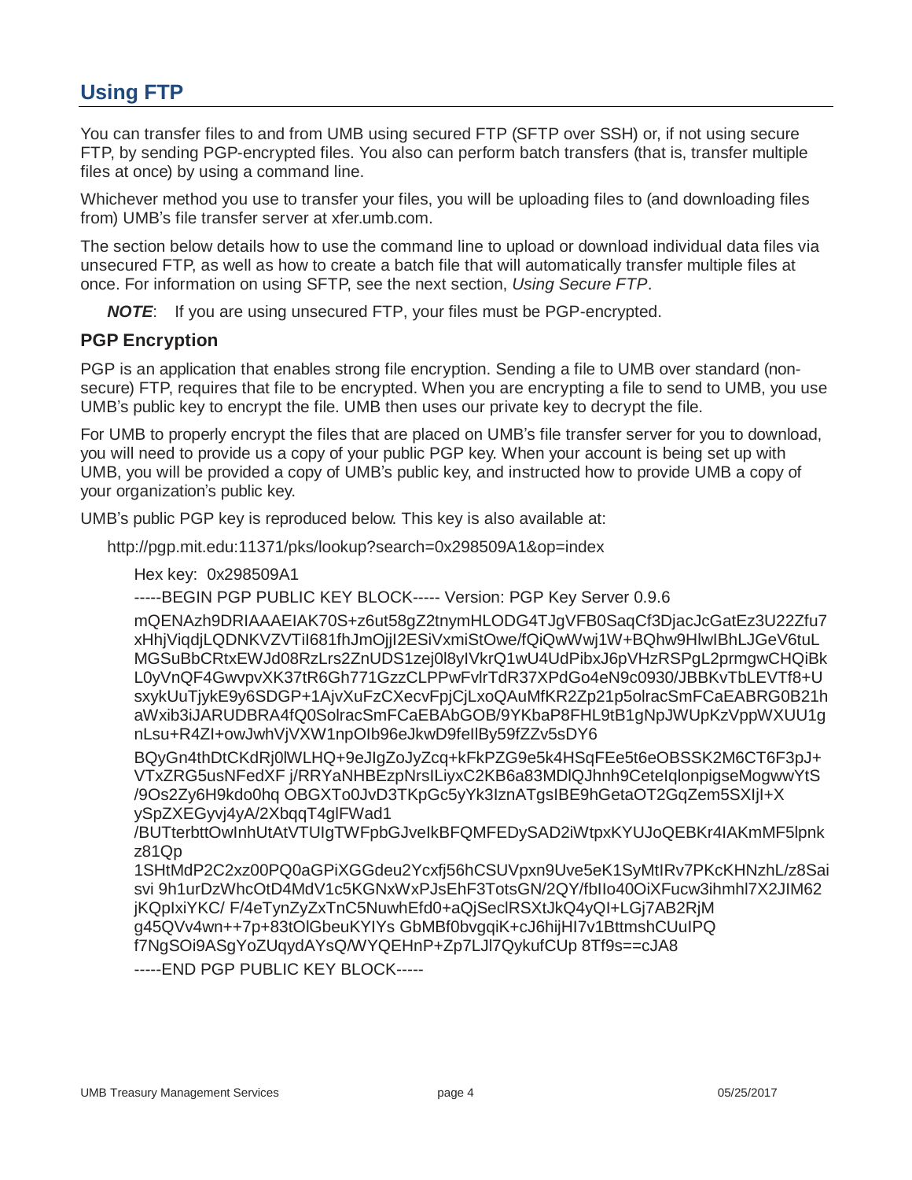## Using FTP

You can transfer files to and from UMB using secured FTP (SFTP over SSH) or, if not using secure FTP, by sending PGP-encrypted files. You also can perform batch transfers (that is, transfer multiple files at once) by using a command line.

Whichever method you use to transfer your files, you will be uploading files to (and downloading files from) UMB's file transfer server at xfer.umb.com.

The section below details how to use the command line to upload or download individual data files via unsecured FTP, as well as how to create a batch file that will automatically transfer multiple files at once. For information on using SFTP, see the next section, *Using Secure FTP*.

> ***NOTE***: If you are using unsecured FTP, your files must be PGP-encrypted.

### PGP Encryption

PGP is an application that enables strong file encryption. Sending a file to UMB over standard (non-secure) FTP, requires that file to be encrypted. When you are encrypting a file to send to UMB, you use UMB's public key to encrypt the file. UMB then uses our private key to decrypt the file.

For UMB to properly encrypt the files that are placed on UMB's file transfer server for you to download, you will need to provide us a copy of your public PGP key. When your account is being set up with UMB, you will be provided a copy of UMB's public key, and instructed how to provide UMB a copy of your organization's public key.

UMB's public PGP key is reproduced below. This key is also available at:

http://pgp.mit.edu:11371/pks/lookup?search=0x298509A1&op=index

Hex key: 0x298509A1

```
-----BEGIN PGP PUBLIC KEY BLOCK----- Version: PGP Key Server 0.9.6

mQENAzh9DRIAAAEIAK70S+z6ut58gZ2tnymHLODG4TJgVFB0SaqCf3DjacJcGatEz3U22Zfu7
xHhjViqdjLQDNKVZVTiI681fhJmOjjI2ESiVxmiStOwe/fQiQwWwj1W+BQhw9HlwIBhLJGeV6tuL
MGSuBbCRtxEWJd08RzLrs2ZnUDS1zej0l8yIVkrQ1wU4UdPibxJ6pVHzRSPgL2prmgwCHQiBk
L0yVnQF4GwvpvXK37tR6Gh771GzzCLPPwFvlrTdR37XPdGo4eN9c0930/JBBKvTbLEVTf8+U
sxykUuTjykE9y6SDGP+1AjvXuFzCXecvFpjCjLxoQAuMfKR2Zp21p5olracSmFCaEABRG0B21h
aWxib3iJARUDBRA4fQ0SolracSmFCaEBAbGOB/9YKbaP8FHL9tB1gNpJWUpKzVppWXUU1g
nLsu+R4ZI+owJwhVjVXW1npOIb96eJkwD9feIlBy59fZZv5sDY6

BQyGn4thDtCKdRj0lWLHQ+9eJIgZoJyZcq+kFkPZG9e5k4HSqFEe5t6eOBSSK2M6CT6F3pJ+
VTxZRG5usNFedXF j/RRYaNHBEzpNrsILiyxC2KB6a83MDlQJhnh9CeteIqlonpigseMogwwYtS
/9Os2Zy6H9kdo0hq OBGXTo0JvD3TKpGc5yYk3IznATgsIBE9hGetaOT2GqZem5SXIjI+X
ySpZXEGyvj4yA/2XbqqT4glFWad1
/BUTterbttOwInhUtAtVTUIgTWFpbGJveIkBFQMFEDySAD2iWtpxKYUJoQEBKr4IAKmMF5lpnk
z81Qp
1SHtMdP2C2xz00PQ0aGPiXGGdeu2Ycxfj56hCSUVpxn9Uve5eK1SyMtIRv7PKcKHNzhL/z8Sai
svi 9h1urDzWhcOtD4MdV1c5KGNxWxPJsEhF3TotsGN/2QY/fbIlo40OiXFucw3ihmhl7X2JIM62
jKQpIxiYKC/ F/4eTynZyZxTnC5NuwhEfd0+aQjSeclRSXtJkQ4yQI+LGj7AB2RjM
g45QVv4wn++7p+83tOlGbeuKYIYs GbMBf0bvgqiK+cJ6hijHI7v1BttmshCUuIPQ
f7NgSOi9ASgYoZUqydAYsQ/WYQEHnP+Zp7LJl7QykufCUp 8Tf9s==cJA8

-----END PGP PUBLIC KEY BLOCK-----
```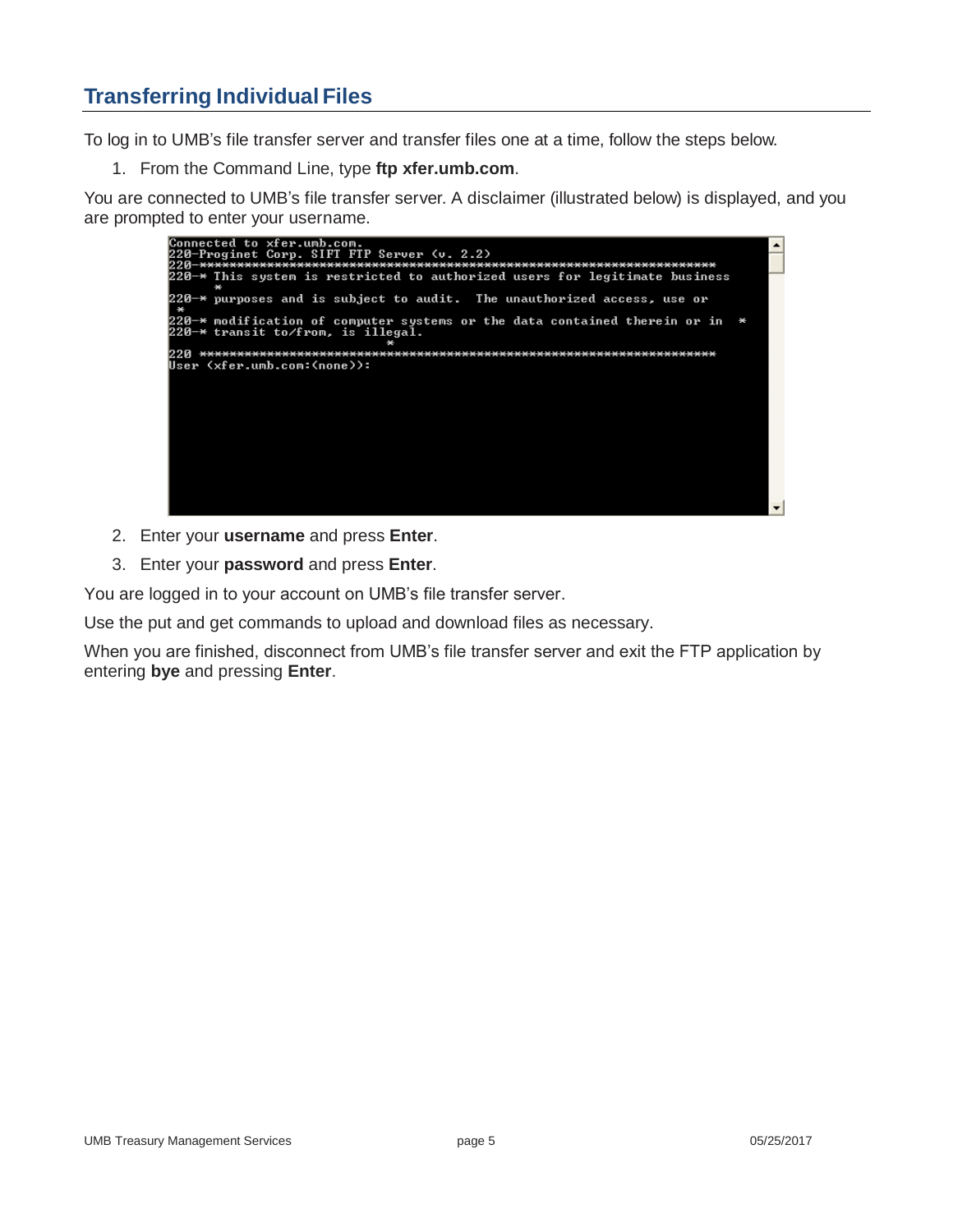## Transferring Individual Files

To log in to UMB's file transfer server and transfer files one at a time, follow the steps below.

1. From the Command Line, type **ftp xfer.umb.com**.

You are connected to UMB's file transfer server. A disclaimer (illustrated below) is displayed, and you are prompted to enter your username.

```
Connected to xfer.umb.com.
220-Proginet Corp. SIFT FTP Server (v. 2.2)
220-************************************************************************
220-* This system is restricted to authorized users for legitimate business
 *
220-* purposes and is subject to audit.  The unauthorized access, use or
 *
220-* modification of computer systems or the data contained therein or in  *
220-* transit to/from, is illegal.
                                                        *
220 ************************************************************************
User (xfer.umb.com:(none)):
```

2. Enter your **username** and press **Enter**.
3. Enter your **password** and press **Enter**.

You are logged in to your account on UMB's file transfer server.

Use the put and get commands to upload and download files as necessary.

When you are finished, disconnect from UMB's file transfer server and exit the FTP application by entering **bye** and pressing **Enter**.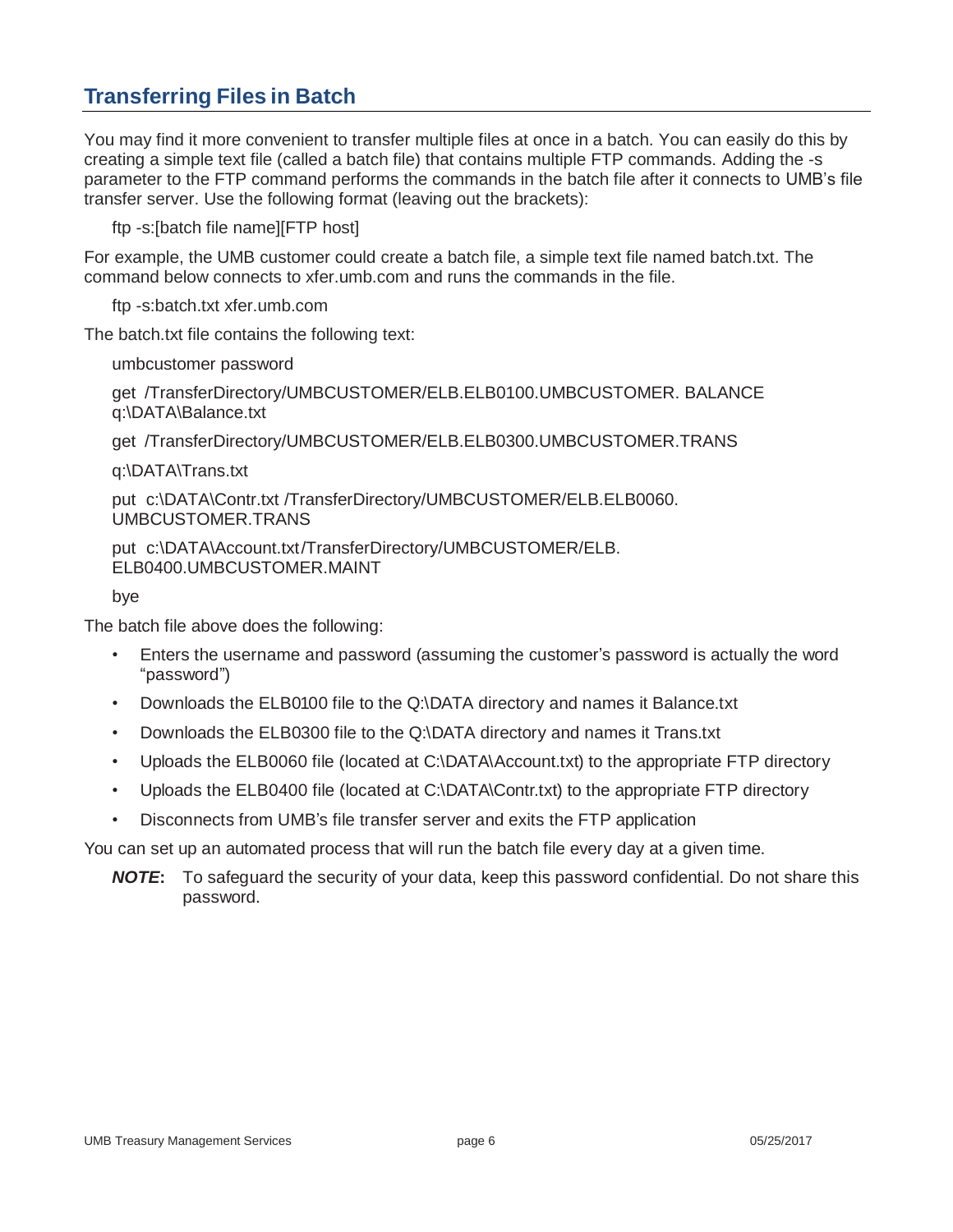## Transferring Files in Batch

You may find it more convenient to transfer multiple files at once in a batch. You can easily do this by creating a simple text file (called a batch file) that contains multiple FTP commands. Adding the -s parameter to the FTP command performs the commands in the batch file after it connects to UMB's file transfer server. Use the following format (leaving out the brackets):

```
ftp -s:[batch file name][FTP host]
```

For example, the UMB customer could create a batch file, a simple text file named batch.txt. The command below connects to xfer.umb.com and runs the commands in the file.

```
ftp -s:batch.txt xfer.umb.com
```

The batch.txt file contains the following text:

```
umbcustomer password

get /TransferDirectory/UMBCUSTOMER/ELB.ELB0100.UMBCUSTOMER. BALANCE
q:\DATA\Balance.txt

get /TransferDirectory/UMBCUSTOMER/ELB.ELB0300.UMBCUSTOMER.TRANS

q:\DATA\Trans.txt

put c:\DATA\Contr.txt /TransferDirectory/UMBCUSTOMER/ELB.ELB0060.
UMBCUSTOMER.TRANS

put c:\DATA\Account.txt/TransferDirectory/UMBCUSTOMER/ELB.
ELB0400.UMBCUSTOMER.MAINT

bye
```

The batch file above does the following:

- Enters the username and password (assuming the customer's password is actually the word "password")
- Downloads the ELB0100 file to the Q:\DATA directory and names it Balance.txt
- Downloads the ELB0300 file to the Q:\DATA directory and names it Trans.txt
- Uploads the ELB0060 file (located at C:\DATA\Account.txt) to the appropriate FTP directory
- Uploads the ELB0400 file (located at C:\DATA\Contr.txt) to the appropriate FTP directory
- Disconnects from UMB's file transfer server and exits the FTP application

You can set up an automated process that will run the batch file every day at a given time.

> ***NOTE*:** To safeguard the security of your data, keep this password confidential. Do not share this password.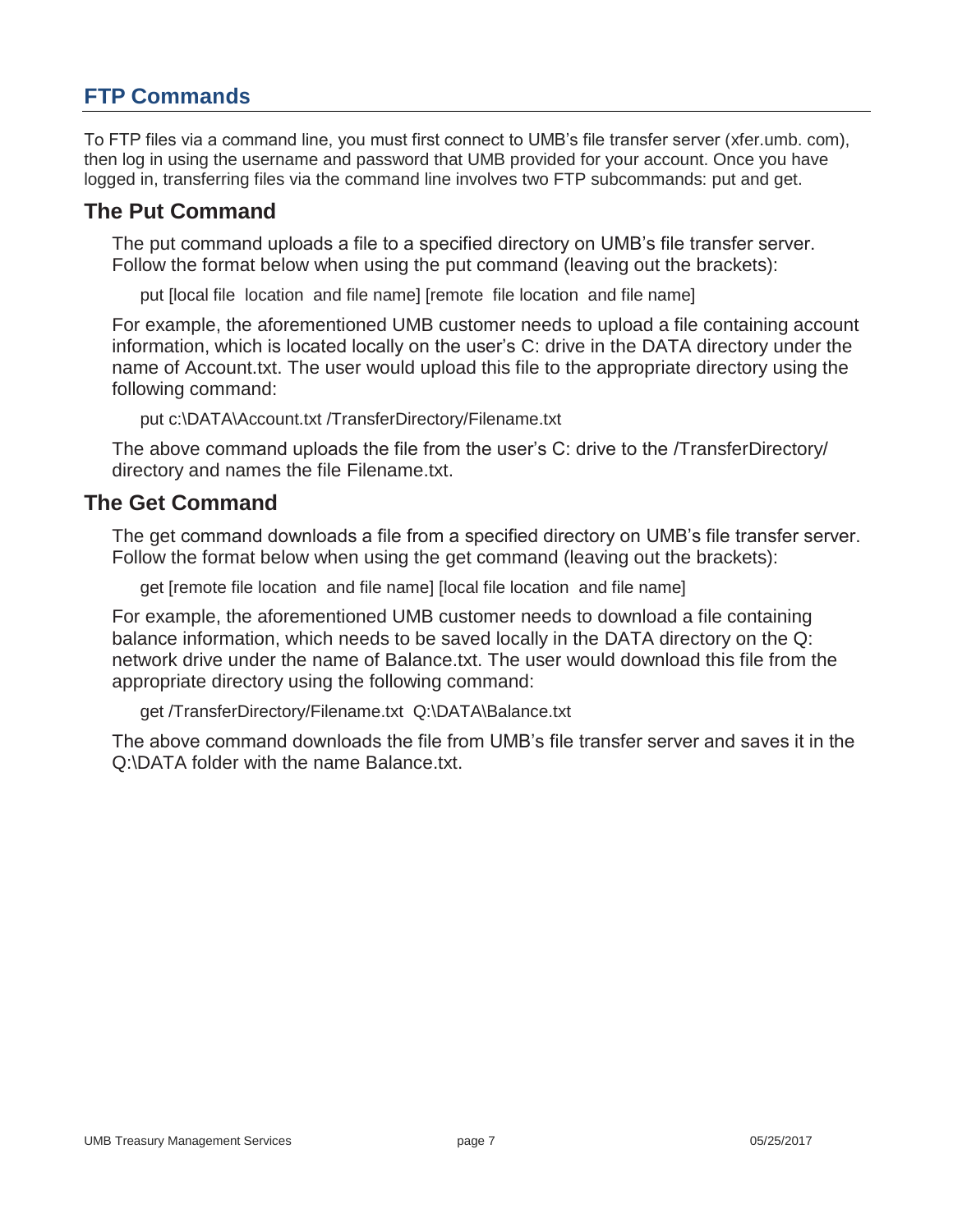## FTP Commands

To FTP files via a command line, you must first connect to UMB's file transfer server (xfer.umb. com), then log in using the username and password that UMB provided for your account. Once you have logged in, transferring files via the command line involves two FTP subcommands: put and get.

### The Put Command

The put command uploads a file to a specified directory on UMB's file transfer server. Follow the format below when using the put command (leaving out the brackets):

```
put [local file  location  and file name] [remote  file location  and file name]
```

For example, the aforementioned UMB customer needs to upload a file containing account information, which is located locally on the user's C: drive in the DATA directory under the name of Account.txt. The user would upload this file to the appropriate directory using the following command:

```
put c:\DATA\Account.txt /TransferDirectory/Filename.txt
```

The above command uploads the file from the user's C: drive to the /TransferDirectory/ directory and names the file Filename.txt.

### The Get Command

The get command downloads a file from a specified directory on UMB's file transfer server. Follow the format below when using the get command (leaving out the brackets):

```
get [remote file location  and file name] [local file location  and file name]
```

For example, the aforementioned UMB customer needs to download a file containing balance information, which needs to be saved locally in the DATA directory on the Q: network drive under the name of Balance.txt. The user would download this file from the appropriate directory using the following command:

```
get /TransferDirectory/Filename.txt  Q:\DATA\Balance.txt
```

The above command downloads the file from UMB's file transfer server and saves it in the Q:\DATA folder with the name Balance.txt.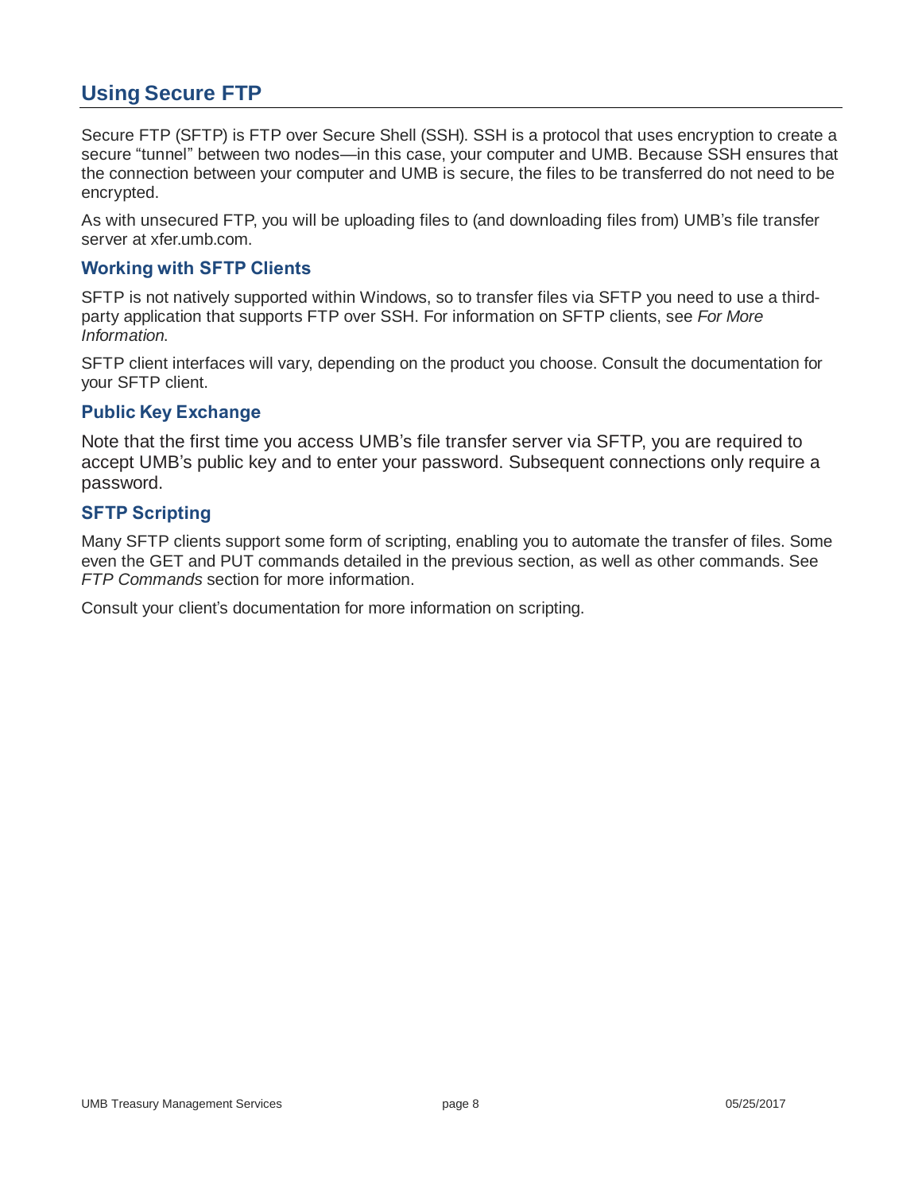## Using Secure FTP

Secure FTP (SFTP) is FTP over Secure Shell (SSH). SSH is a protocol that uses encryption to create a secure “tunnel” between two nodes—in this case, your computer and UMB. Because SSH ensures that the connection between your computer and UMB is secure, the files to be transferred do not need to be encrypted.

As with unsecured FTP, you will be uploading files to (and downloading files from) UMB’s file transfer server at xfer.umb.com.

### Working with SFTP Clients

SFTP is not natively supported within Windows, so to transfer files via SFTP you need to use a third-party application that supports FTP over SSH. For information on SFTP clients, see *For More Information*.

SFTP client interfaces will vary, depending on the product you choose. Consult the documentation for your SFTP client.

### Public Key Exchange

Note that the first time you access UMB’s file transfer server via SFTP, you are required to accept UMB’s public key and to enter your password. Subsequent connections only require a password.

### SFTP Scripting

Many SFTP clients support some form of scripting, enabling you to automate the transfer of files. Some even the GET and PUT commands detailed in the previous section, as well as other commands. See *FTP Commands* section for more information.

Consult your client’s documentation for more information on scripting.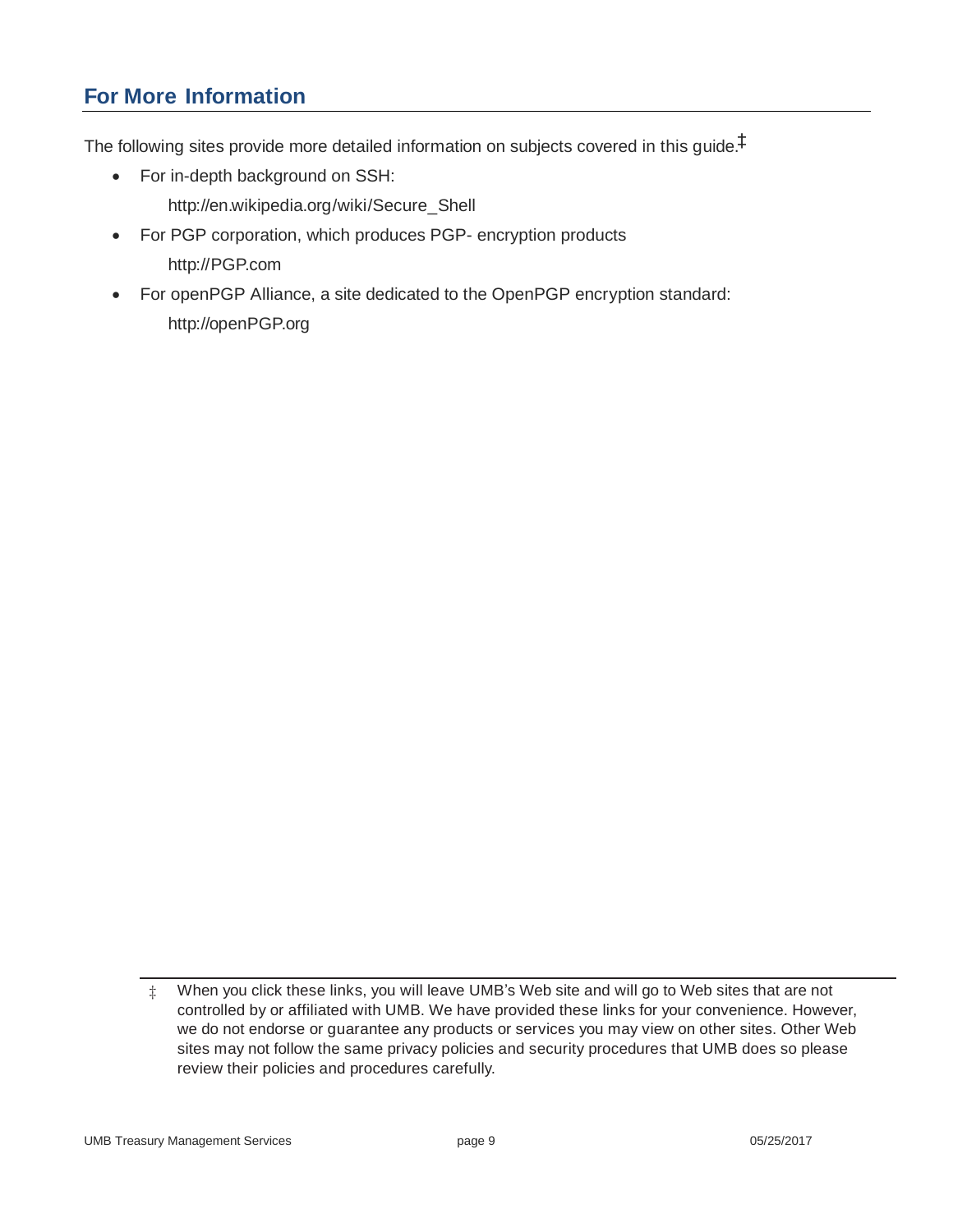## For More Information

The following sites provide more detailed information on subjects covered in this guide.‡

- For in-depth background on SSH:
  
  http://en.wikipedia.org/wiki/Secure_Shell
- For PGP corporation, which produces PGP- encryption products
  
  http://PGP.com
- For openPGP Alliance, a site dedicated to the OpenPGP encryption standard:
  
  http://openPGP.org

‡ When you click these links, you will leave UMB's Web site and will go to Web sites that are not controlled by or affiliated with UMB. We have provided these links for your convenience. However, we do not endorse or guarantee any products or services you may view on other sites. Other Web sites may not follow the same privacy policies and security procedures that UMB does so please review their policies and procedures carefully.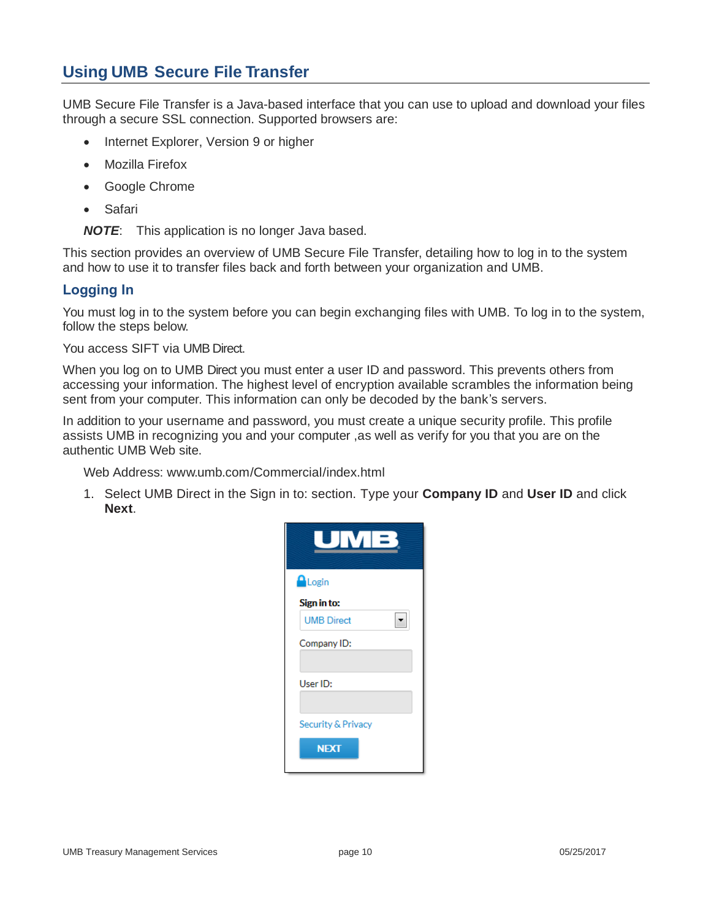## Using UMB Secure File Transfer

UMB Secure File Transfer is a Java-based interface that you can use to upload and download your files through a secure SSL connection. Supported browsers are:

- Internet Explorer, Version 9 or higher
- Mozilla Firefox
- Google Chrome
- Safari

***NOTE***: This application is no longer Java based.

This section provides an overview of UMB Secure File Transfer, detailing how to log in to the system and how to use it to transfer files back and forth between your organization and UMB.

### Logging In

You must log in to the system before you can begin exchanging files with UMB. To log in to the system, follow the steps below.

You access SIFT via UMB Direct.

When you log on to UMB Direct you must enter a user ID and password. This prevents others from accessing your information. The highest level of encryption available scrambles the information being sent from your computer. This information can only be decoded by the bank's servers.

In addition to your username and password, you must create a unique security profile. This profile assists UMB in recognizing you and your computer ,as well as verify for you that you are on the authentic UMB Web site.

Web Address: www.umb.com/Commercial/index.html

1. Select UMB Direct in the Sign in to: section. Type your **Company ID** and **User ID** and click **Next**.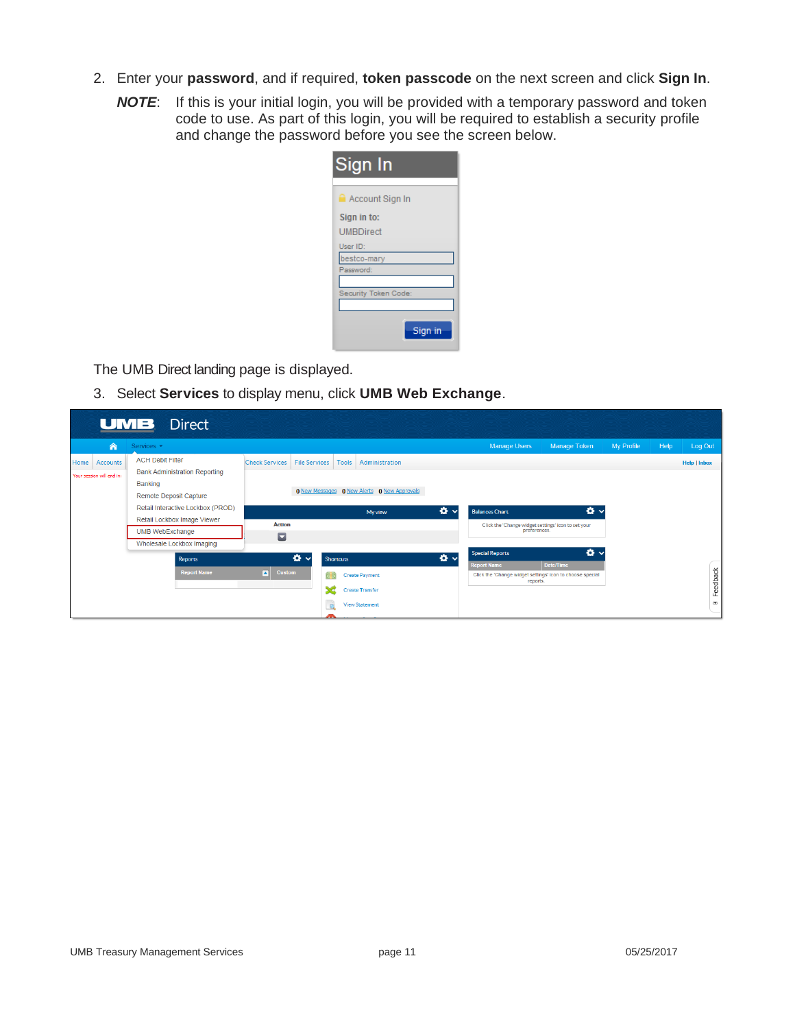2. Enter your **password**, and if required, **token passcode** on the next screen and click **Sign In**.

   ***NOTE***: If this is your initial login, you will be provided with a temporary password and token code to use. As part of this login, you will be required to establish a security profile and change the password before you see the screen below.

The UMB Direct landing page is displayed.

3. Select **Services** to display menu, click **UMB Web Exchange**.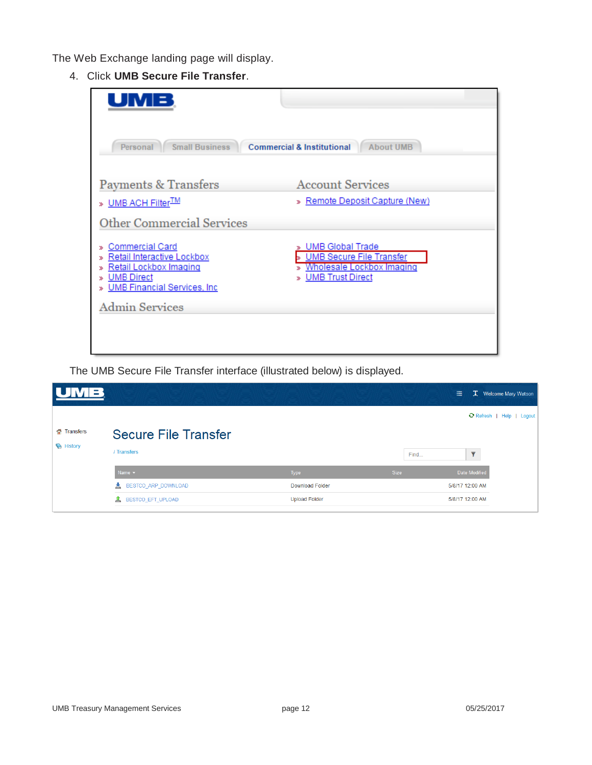The Web Exchange landing page will display.

4. Click **UMB Secure File Transfer**.

The UMB Secure File Transfer interface (illustrated below) is displayed.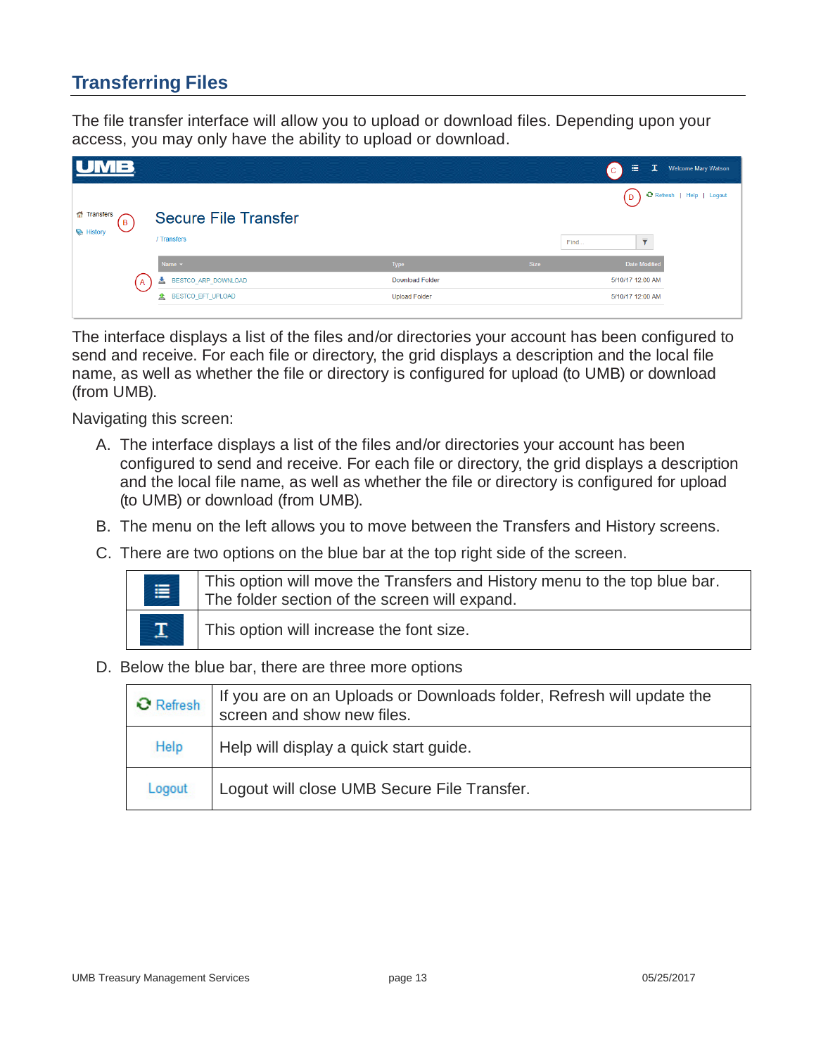## Transferring Files

The file transfer interface will allow you to upload or download files. Depending upon your access, you may only have the ability to upload or download.

The interface displays a list of the files and/or directories your account has been configured to send and receive. For each file or directory, the grid displays a description and the local file name, as well as whether the file or directory is configured for upload (to UMB) or download (from UMB).

Navigating this screen:

A. The interface displays a list of the files and/or directories your account has been configured to send and receive. For each file or directory, the grid displays a description and the local file name, as well as whether the file or directory is configured for upload (to UMB) or download (from UMB).

B. The menu on the left allows you to move between the Transfers and History screens.

C. There are two options on the blue bar at the top right side of the screen.

| | |
|---|---|
| ≣ | This option will move the Transfers and History menu to the top blue bar. The folder section of the screen will expand. |
| I | This option will increase the font size. |

D. Below the blue bar, there are three more options

| | |
|---|---|
| Refresh | If you are on an Uploads or Downloads folder, Refresh will update the screen and show new files. |
| Help | Help will display a quick start guide. |
| Logout | Logout will close UMB Secure File Transfer. |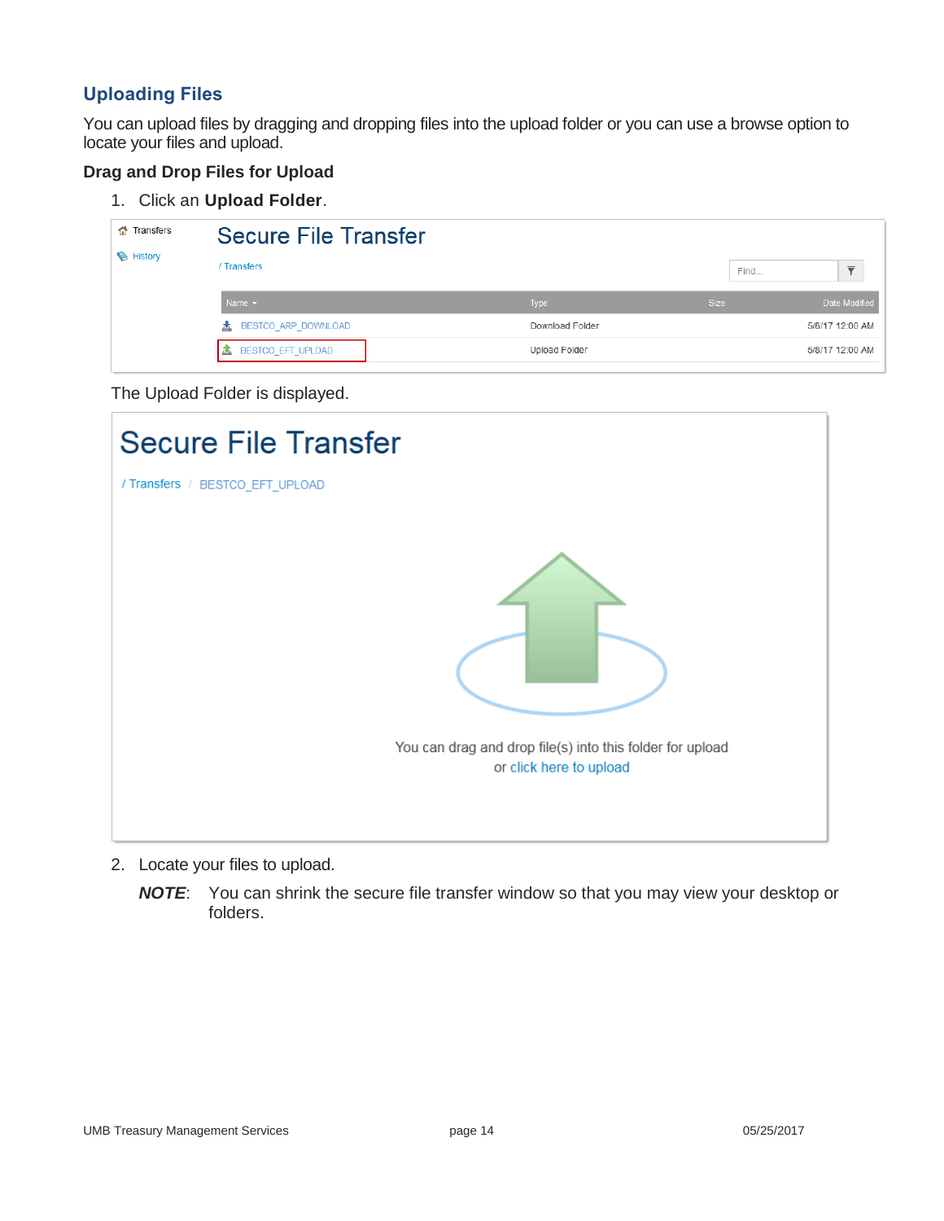## Uploading Files

You can upload files by dragging and dropping files into the upload folder or you can use a browse option to locate your files and upload.

### Drag and Drop Files for Upload

1. Click an **Upload Folder**.

   The Upload Folder is displayed.

2. Locate your files to upload.

   ***NOTE***: You can shrink the secure file transfer window so that you may view your desktop or folders.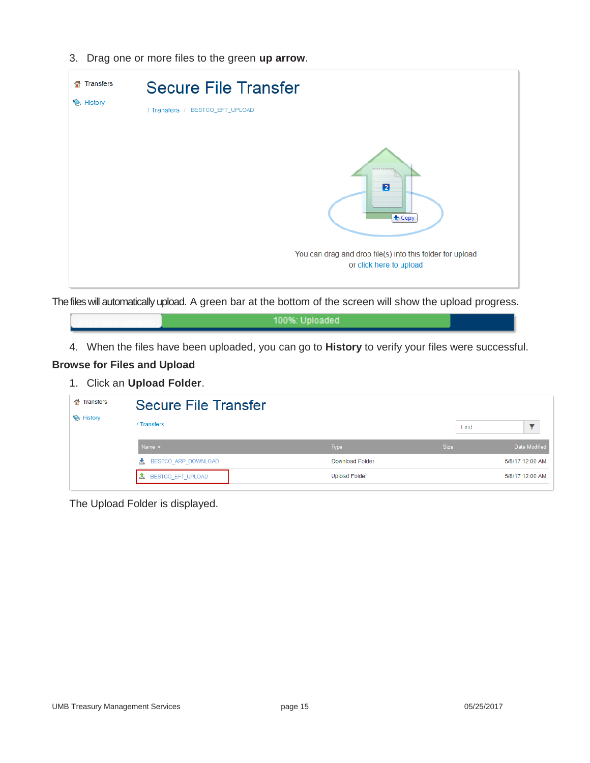3. Drag one or more files to the green **up arrow**.

The files will automatically upload. A green bar at the bottom of the screen will show the upload progress.

4. When the files have been uploaded, you can go to **History** to verify your files were successful.

**Browse for Files and Upload**

1. Click an **Upload Folder**.

The Upload Folder is displayed.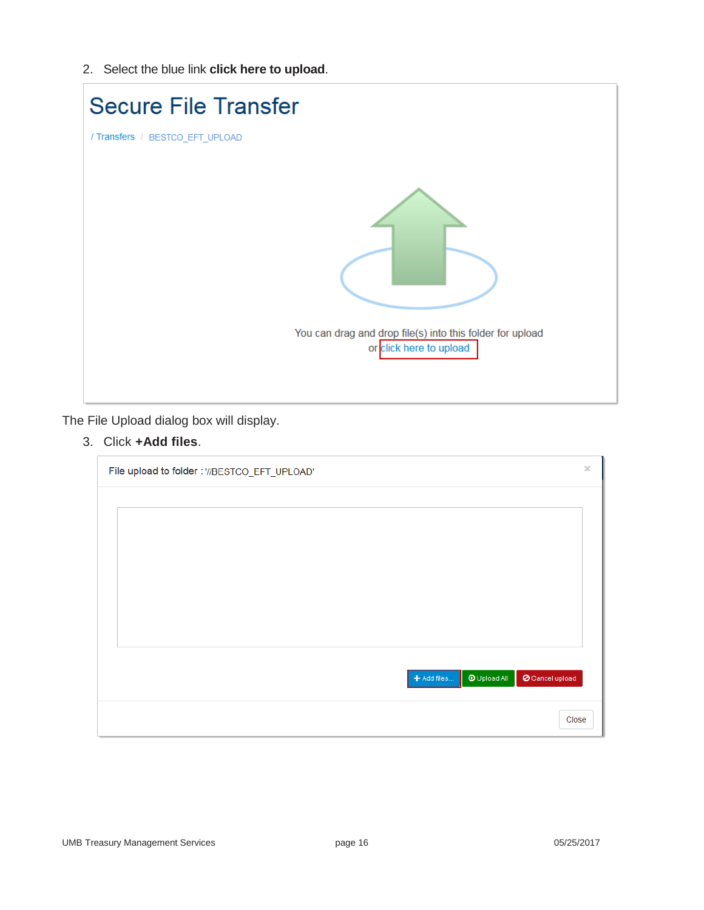2. Select the blue link **click here to upload**.

Secure File Transfer

/ Transfers / BESTCO_EFT_UPLOAD

You can drag and drop file(s) into this folder for upload or click here to upload

The File Upload dialog box will display.

3. Click **+Add files**.

File upload to folder : '//BESTCO_EFT_UPLOAD'

+ Add files... | Upload All | Cancel upload

Close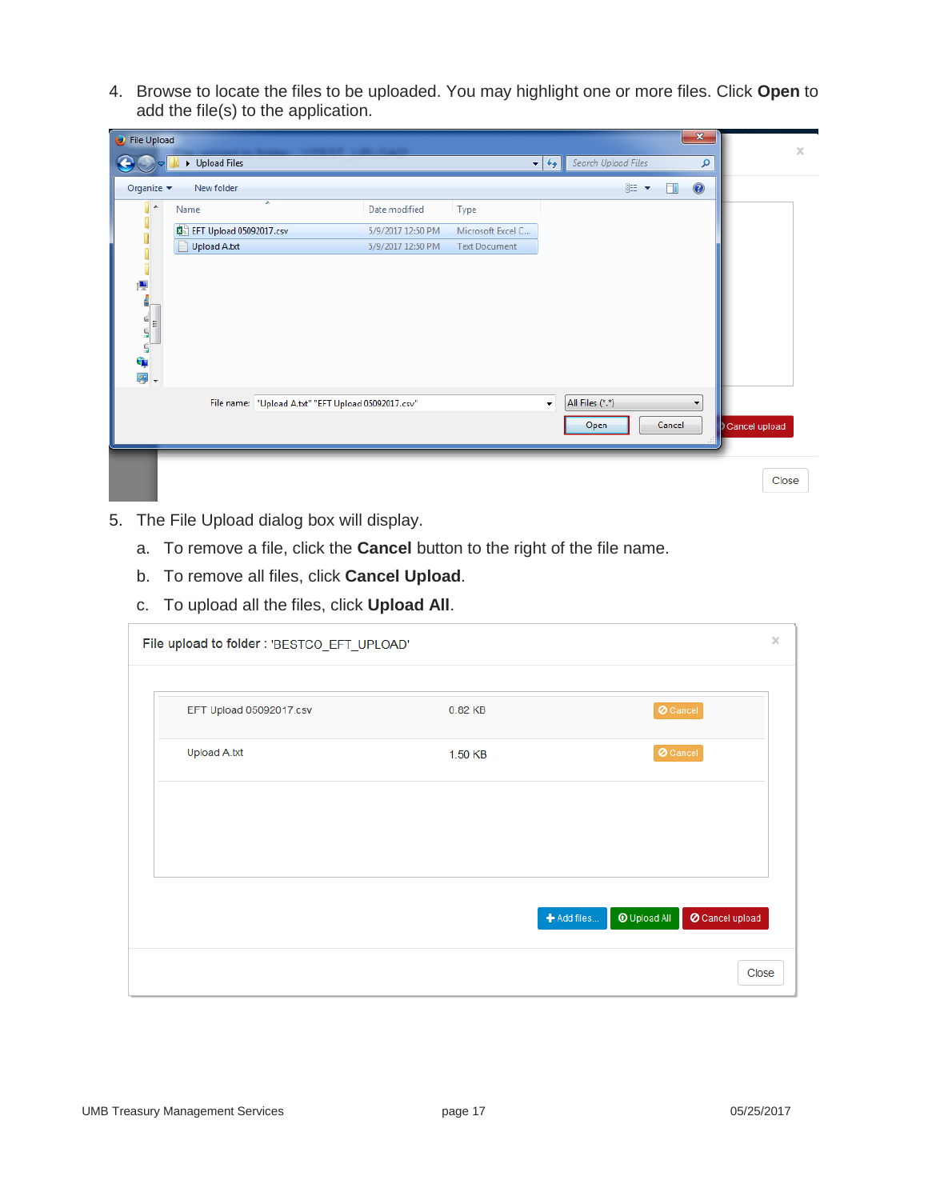4. Browse to locate the files to be uploaded. You may highlight one or more files. Click **Open** to add the file(s) to the application.

5. The File Upload dialog box will display.
   a. To remove a file, click the **Cancel** button to the right of the file name.
   b. To remove all files, click **Cancel Upload**.
   c. To upload all the files, click **Upload All**.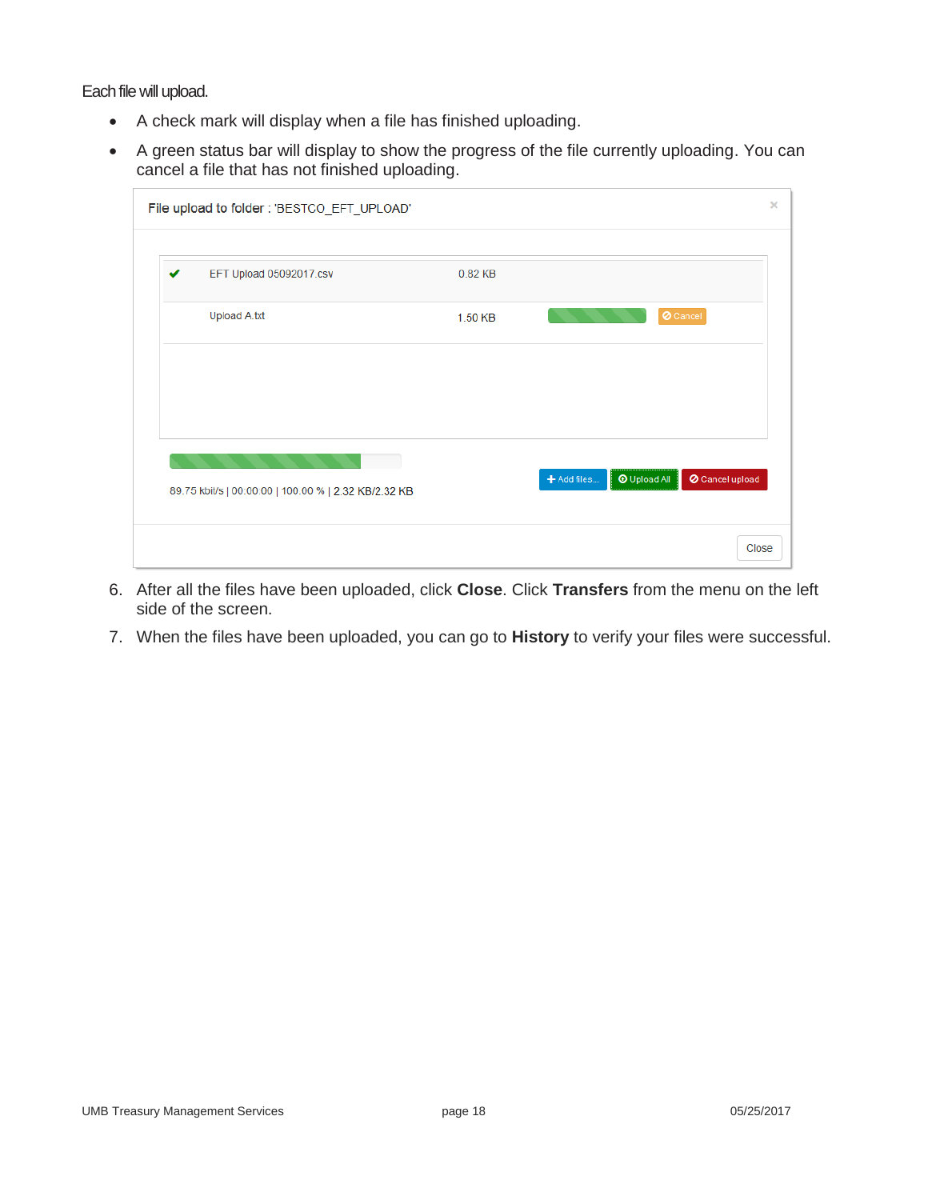Each file will upload.

- A check mark will display when a file has finished uploading.
- A green status bar will display to show the progress of the file currently uploading. You can cancel a file that has not finished uploading.

File upload to folder : 'BESTCO_EFT_UPLOAD'

| | | |
|---|---|---|
| ✔ | EFT Upload 05092017.csv | 0.82 KB |
| | Upload A.txt | 1.50 KB |

89.75 kbit/s | 00:00:00 | 100.00 % | 2.32 KB/2.32 KB

Add files... | Upload All | Cancel upload

Close

6. After all the files have been uploaded, click **Close**. Click **Transfers** from the menu on the left side of the screen.
7. When the files have been uploaded, you can go to **History** to verify your files were successful.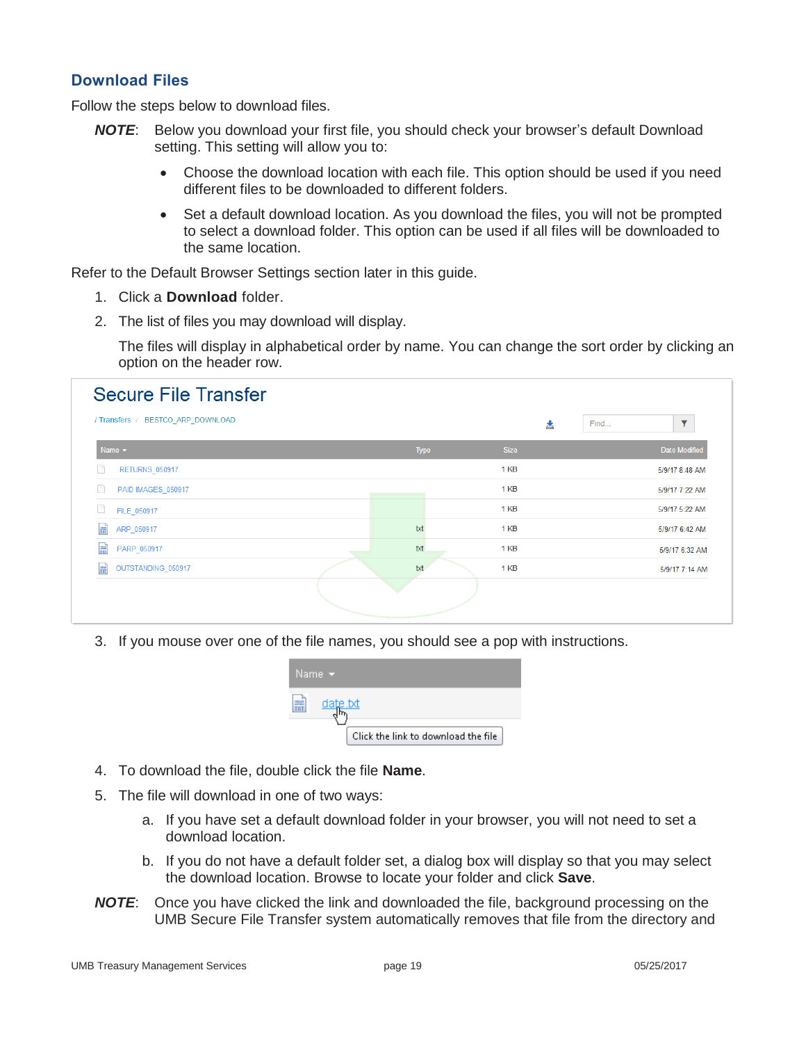## Download Files

Follow the steps below to download files.

***NOTE***: Below you download your first file, you should check your browser's default Download setting. This setting will allow you to:

- Choose the download location with each file. This option should be used if you need different files to be downloaded to different folders.
- Set a default download location. As you download the files, you will not be prompted to select a download folder. This option can be used if all files will be downloaded to the same location.

Refer to the Default Browser Settings section later in this guide.

1. Click a **Download** folder.
2. The list of files you may download will display.

   The files will display in alphabetical order by name. You can change the sort order by clicking an option on the header row.

Secure File Transfer

/ Transfers / BESTCO_ARP_DOWNLOAD

| Name | Type | Size | Date Modified |
|---|---|---|---|
| RETURNS_050917 | | 1 KB | 5/9/17 8:48 AM |
| PAID IMAGES_050917 | | 1 KB | 5/9/17 7:22 AM |
| FILE_050917 | | 1 KB | 5/9/17 5:22 AM |
| ARP_050917 | txt | 1 KB | 5/9/17 6:42 AM |
| PARP_050917 | txt | 1 KB | 5/9/17 6:32 AM |
| OUTSTANDING_050917 | txt | 1 KB | 5/9/17 7:14 AM |

3. If you mouse over one of the file names, you should see a pop with instructions.

   Name

   date.txt

   Click the link to download the file

4. To download the file, double click the file **Name**.
5. The file will download in one of two ways:
   a. If you have set a default download folder in your browser, you will not need to set a download location.
   b. If you do not have a default folder set, a dialog box will display so that you may select the download location. Browse to locate your folder and click **Save**.

***NOTE***: Once you have clicked the link and downloaded the file, background processing on the UMB Secure File Transfer system automatically removes that file from the directory and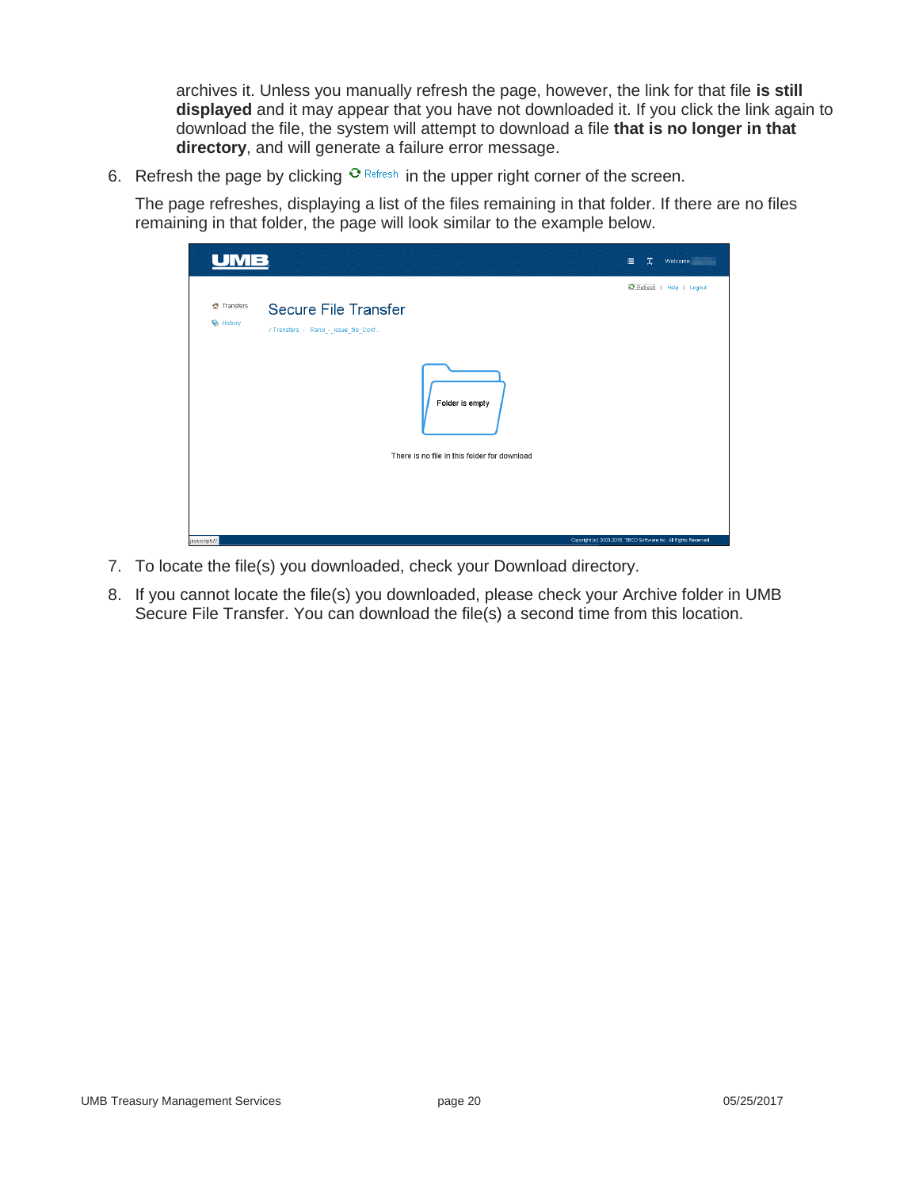archives it. Unless you manually refresh the page, however, the link for that file **is still displayed** and it may appear that you have not downloaded it. If you click the link again to download the file, the system will attempt to download a file **that is no longer in that directory**, and will generate a failure error message.

6. Refresh the page by clicking Refresh in the upper right corner of the screen.

   The page refreshes, displaying a list of the files remaining in that folder. If there are no files remaining in that folder, the page will look similar to the example below.

7. To locate the file(s) you downloaded, check your Download directory.
8. If you cannot locate the file(s) you downloaded, please check your Archive folder in UMB Secure File Transfer. You can download the file(s) a second time from this location.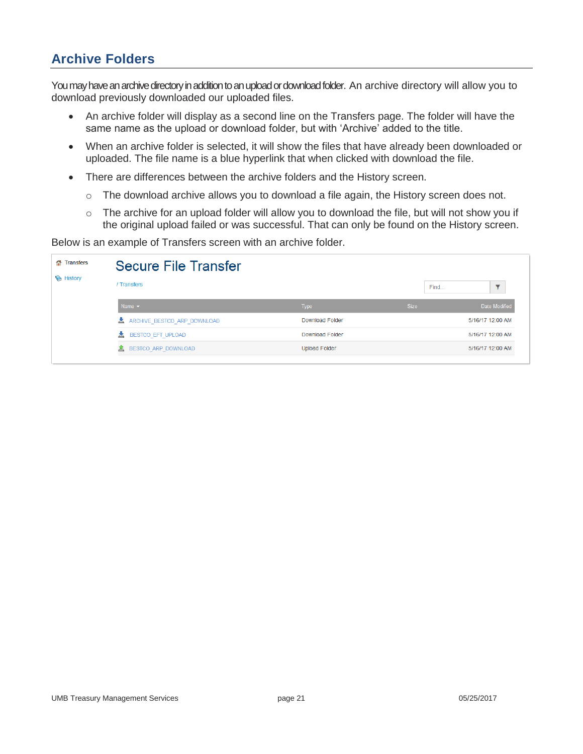## Archive Folders

You may have an archive directory in addition to an upload or download folder. An archive directory will allow you to download previously downloaded our uploaded files.

- An archive folder will display as a second line on the Transfers page. The folder will have the same name as the upload or download folder, but with ‘Archive’ added to the title.
- When an archive folder is selected, it will show the files that have already been downloaded or uploaded. The file name is a blue hyperlink that when clicked with download the file.
- There are differences between the archive folders and the History screen.
  - The download archive allows you to download a file again, the History screen does not.
  - The archive for an upload folder will allow you to download the file, but will not show you if the original upload failed or was successful. That can only be found on the History screen.

Below is an example of Transfers screen with an archive folder.

Transfers

History

# Secure File Transfer

/ Transfers

Find...

| Name | Type | Size | Date Modified |
|---|---|---|---|
| ARCHIVE_BESTCO_ARP_DOWNLOAD | Download Folder | | 5/16/17 12:00 AM |
| BESTCO_EFT_UPLOAD | Download Folder | | 5/16/17 12:00 AM |
| BESTCO_ARP_DOWNLOAD | Upload Folder | | 5/16/17 12:00 AM |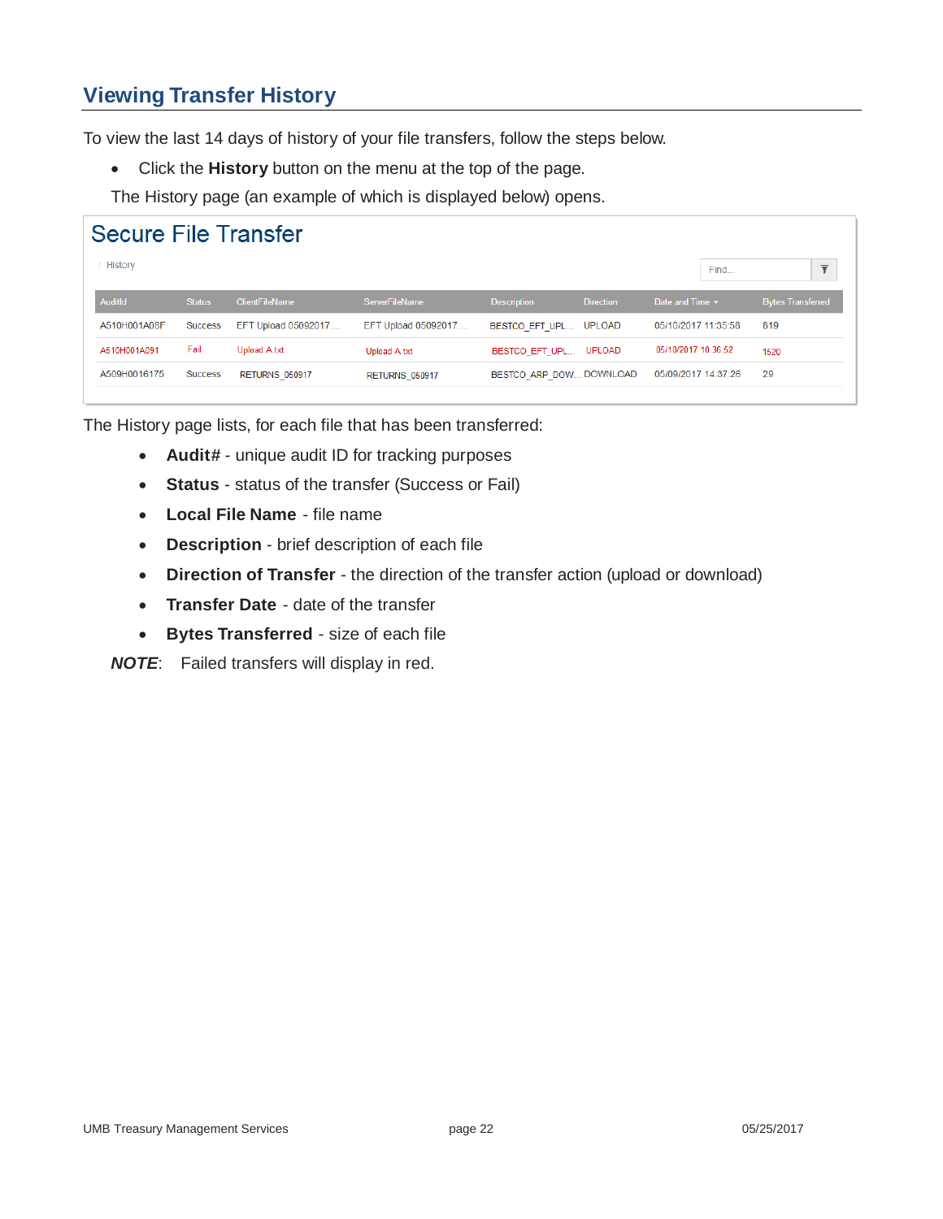## Viewing Transfer History

To view the last 14 days of history of your file transfers, follow the steps below.

- Click the **History** button on the menu at the top of the page.

The History page (an example of which is displayed below) opens.

Secure File Transfer

/ History

Find...

| AuditId | Status | ClientFileName | ServerFileName | Description | Direction | Date and Time ▾ | Bytes Transferred |
|---|---|---|---|---|---|---|---|
| A510H001A08F | Success | EFT Upload 05092017.... | EFT Upload 05092017.... | BESTCO_EFT_UPL... | UPLOAD | 05/10/2017 11:35:58 | 819 |
| A510H001A091 | Fail | Upload A.txt | Upload A.txt | BESTCO_EFT_UPL... | UPLOAD | 05/10/2017 10:36:52 | 1520 |
| A509H0016175 | Success | RETURNS_050917 | RETURNS_050917 | BESTCO_ARP_DOW... | DOWNLOAD | 05/09/2017 14:37:26 | 29 |

The History page lists, for each file that has been transferred:

- **Audit#** - unique audit ID for tracking purposes
- **Status** - status of the transfer (Success or Fail)
- **Local File Name** - file name
- **Description** - brief description of each file
- **Direction of Transfer** - the direction of the transfer action (upload or download)
- **Transfer Date** - date of the transfer
- **Bytes Transferred** - size of each file

***NOTE***: Failed transfers will display in red.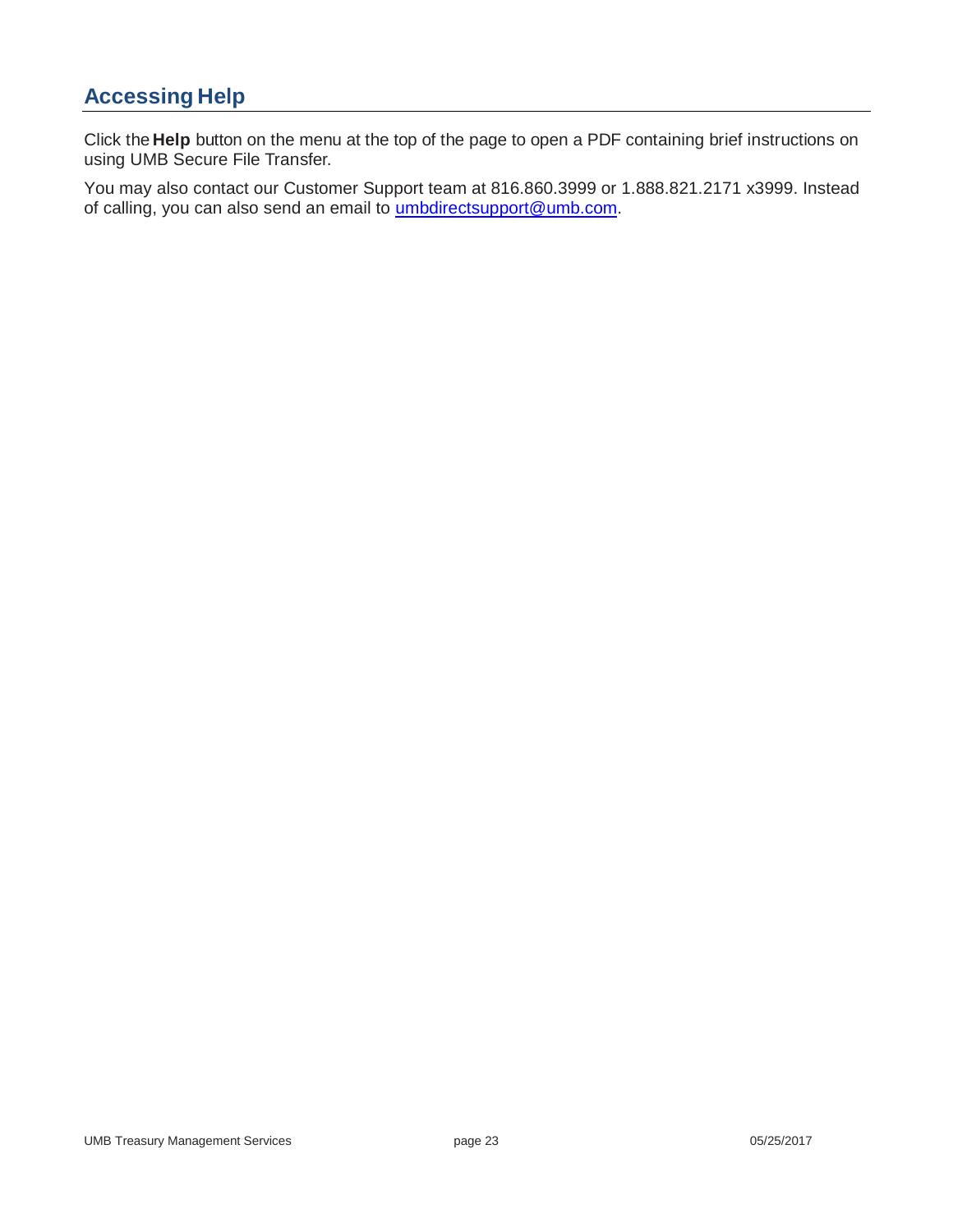## Accessing Help

Click the **Help** button on the menu at the top of the page to open a PDF containing brief instructions on using UMB Secure File Transfer.

You may also contact our Customer Support team at 816.860.3999 or 1.888.821.2171 x3999. Instead of calling, you can also send an email to umbdirectsupport@umb.com.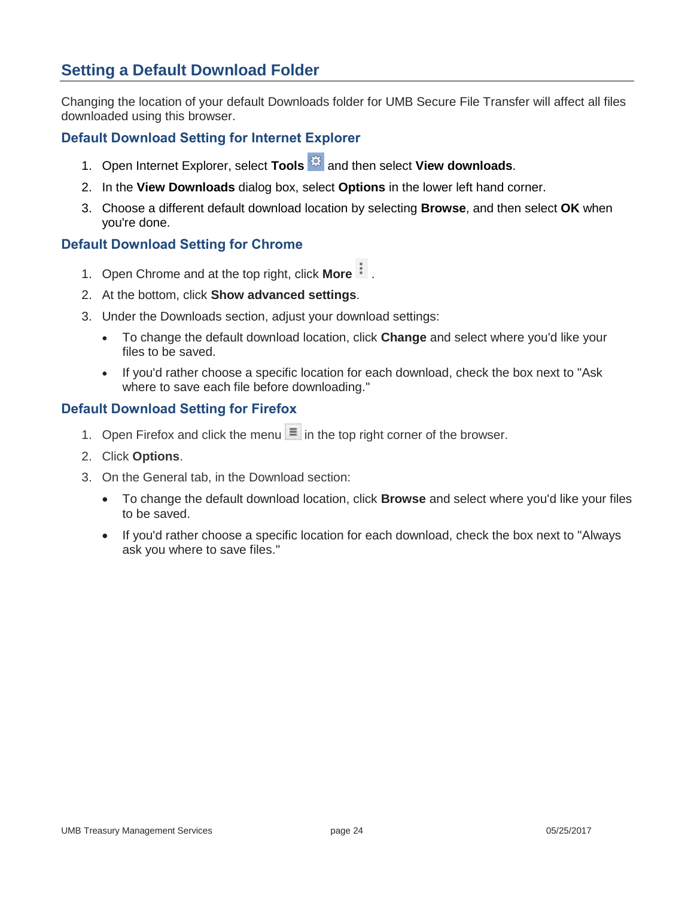## Setting a Default Download Folder

Changing the location of your default Downloads folder for UMB Secure File Transfer will affect all files downloaded using this browser.

### Default Download Setting for Internet Explorer

1. Open Internet Explorer, select **Tools** and then select **View downloads**.
2. In the **View Downloads** dialog box, select **Options** in the lower left hand corner.
3. Choose a different default download location by selecting **Browse**, and then select **OK** when you're done.

### Default Download Setting for Chrome

1. Open Chrome and at the top right, click **More** .
2. At the bottom, click **Show advanced settings**.
3. Under the Downloads section, adjust your download settings:
   - To change the default download location, click **Change** and select where you'd like your files to be saved.
   - If you'd rather choose a specific location for each download, check the box next to "Ask where to save each file before downloading."

### Default Download Setting for Firefox

1. Open Firefox and click the menu in the top right corner of the browser.
2. Click **Options**.
3. On the General tab, in the Download section:
   - To change the default download location, click **Browse** and select where you'd like your files to be saved.
   - If you'd rather choose a specific location for each download, check the box next to "Always ask you where to save files."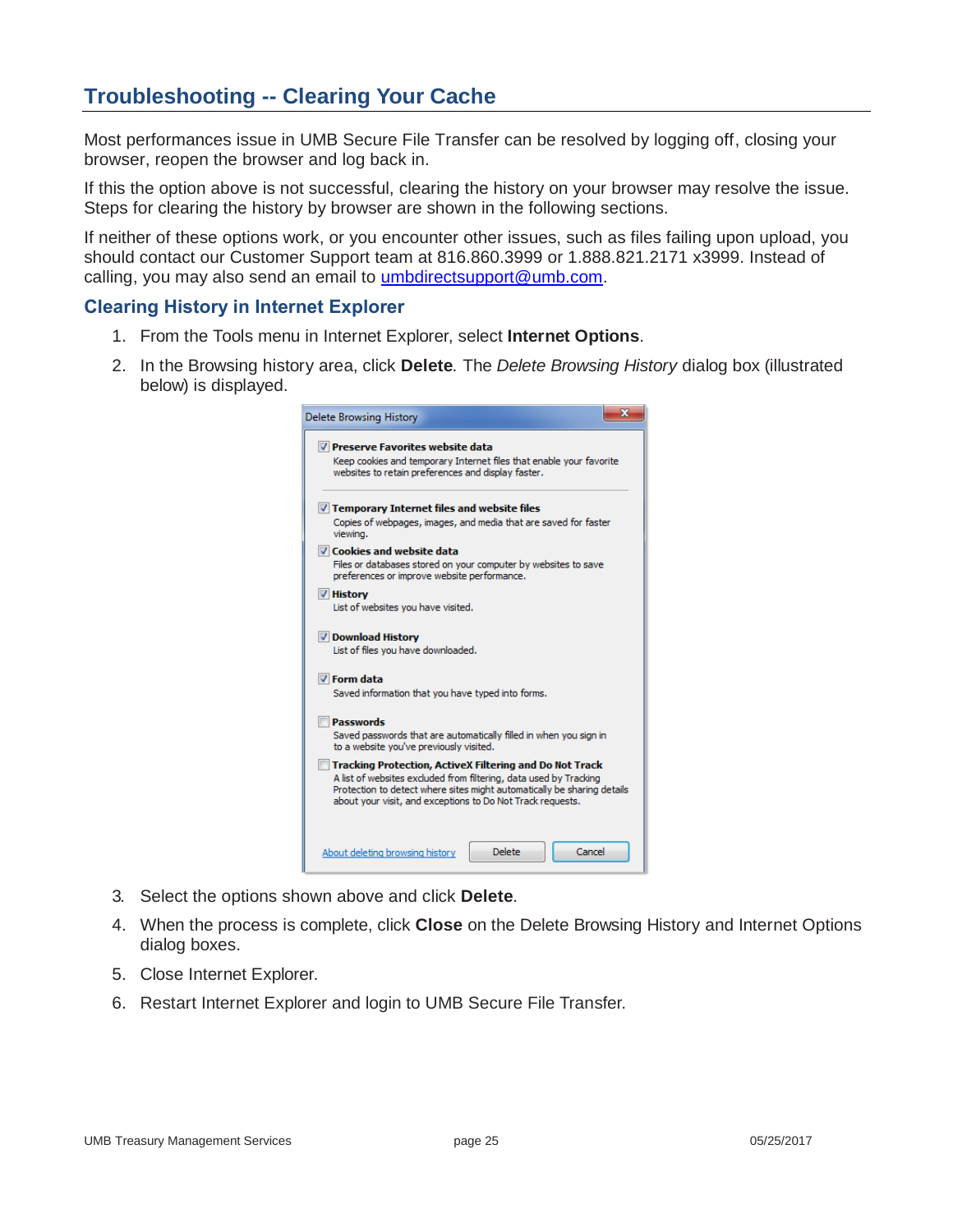## Troubleshooting -- Clearing Your Cache

Most performances issue in UMB Secure File Transfer can be resolved by logging off, closing your browser, reopen the browser and log back in.

If this the option above is not successful, clearing the history on your browser may resolve the issue. Steps for clearing the history by browser are shown in the following sections.

If neither of these options work, or you encounter other issues, such as files failing upon upload, you should contact our Customer Support team at 816.860.3999 or 1.888.821.2171 x3999. Instead of calling, you may also send an email to umbdirectsupport@umb.com.

### Clearing History in Internet Explorer

1. From the Tools menu in Internet Explorer, select **Internet Options**.
2. In the Browsing history area, click **Delete**. The *Delete Browsing History* dialog box (illustrated below) is displayed.

3. Select the options shown above and click **Delete**.
4. When the process is complete, click **Close** on the Delete Browsing History and Internet Options dialog boxes.
5. Close Internet Explorer.
6. Restart Internet Explorer and login to UMB Secure File Transfer.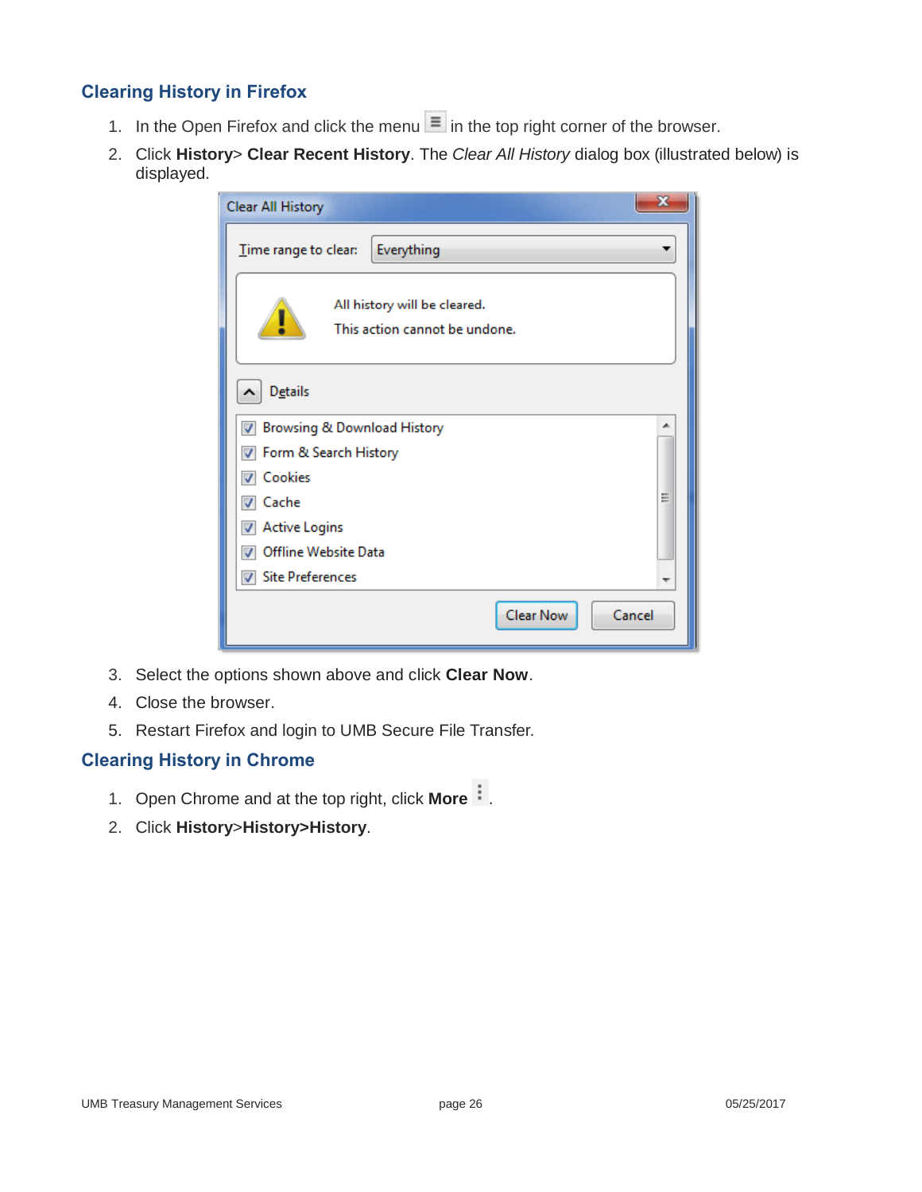## Clearing History in Firefox

1. In the Open Firefox and click the menu ≡ in the top right corner of the browser.
2. Click **History**> **Clear Recent History**. The *Clear All History* dialog box (illustrated below) is displayed.
3. Select the options shown above and click **Clear Now**.
4. Close the browser.
5. Restart Firefox and login to UMB Secure File Transfer.

## Clearing History in Chrome

1. Open Chrome and at the top right, click **More** ⋮.
2. Click **History**>**History>History**.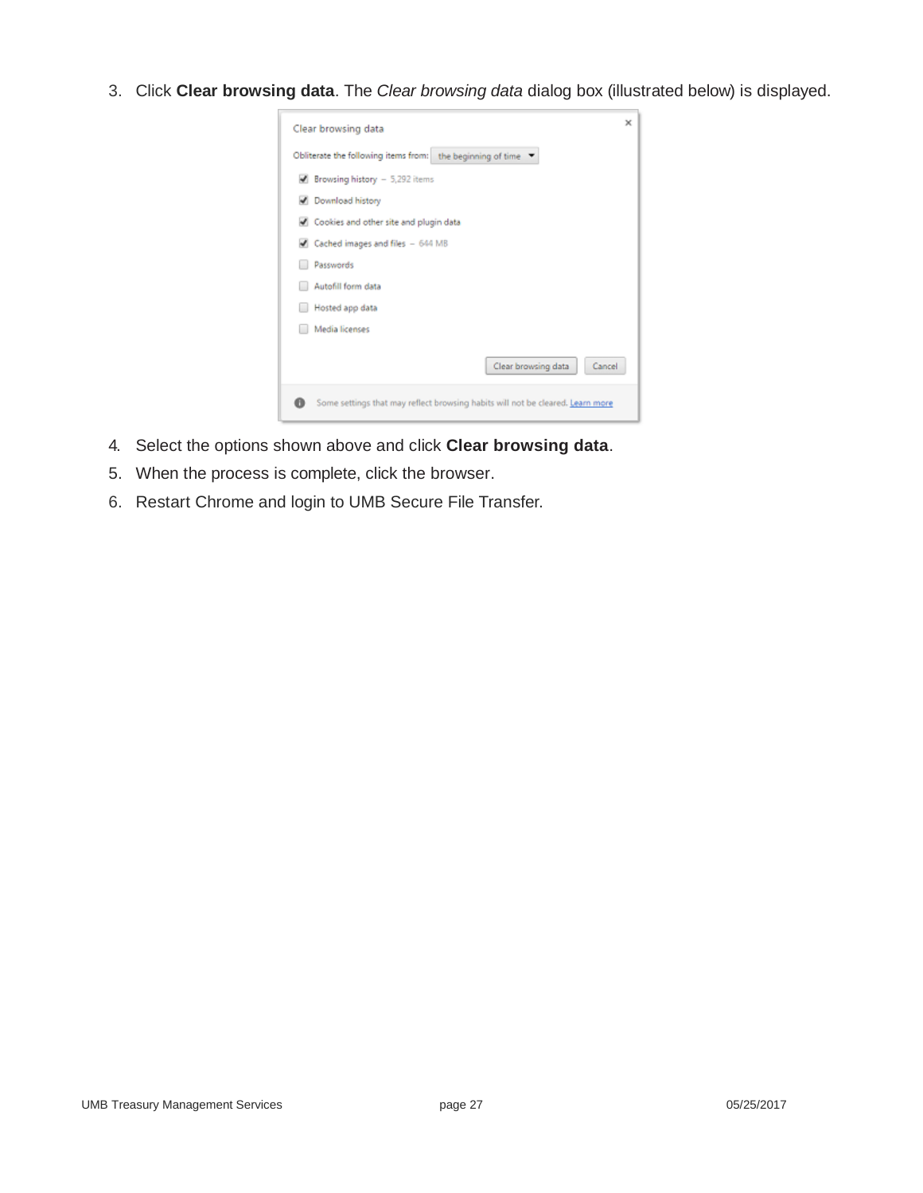3. Click **Clear browsing data**. The *Clear browsing data* dialog box (illustrated below) is displayed.

4. Select the options shown above and click **Clear browsing data**.
5. When the process is complete, click the browser.
6. Restart Chrome and login to UMB Secure File Transfer.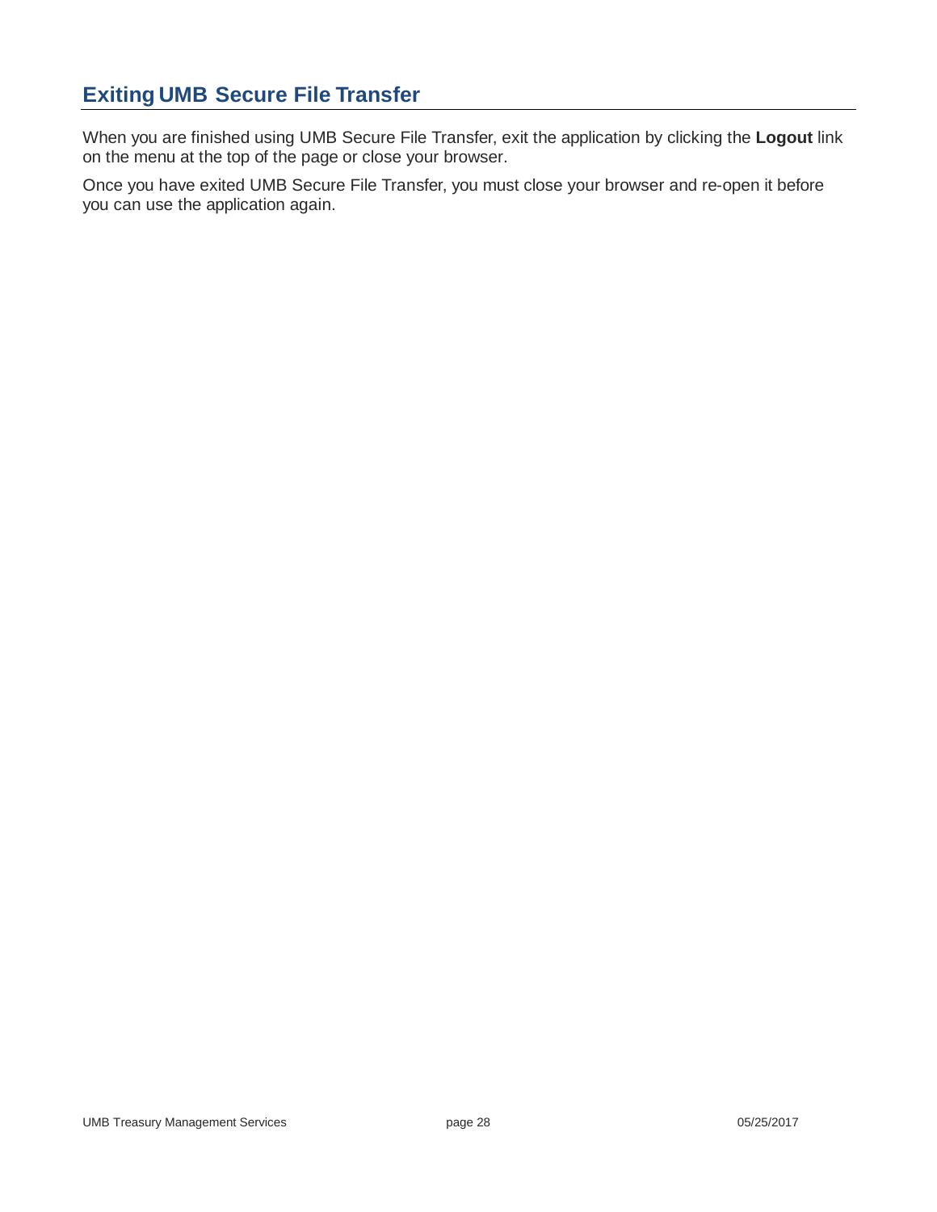## Exiting UMB Secure File Transfer

When you are finished using UMB Secure File Transfer, exit the application by clicking the **Logout** link on the menu at the top of the page or close your browser.

Once you have exited UMB Secure File Transfer, you must close your browser and re-open it before you can use the application again.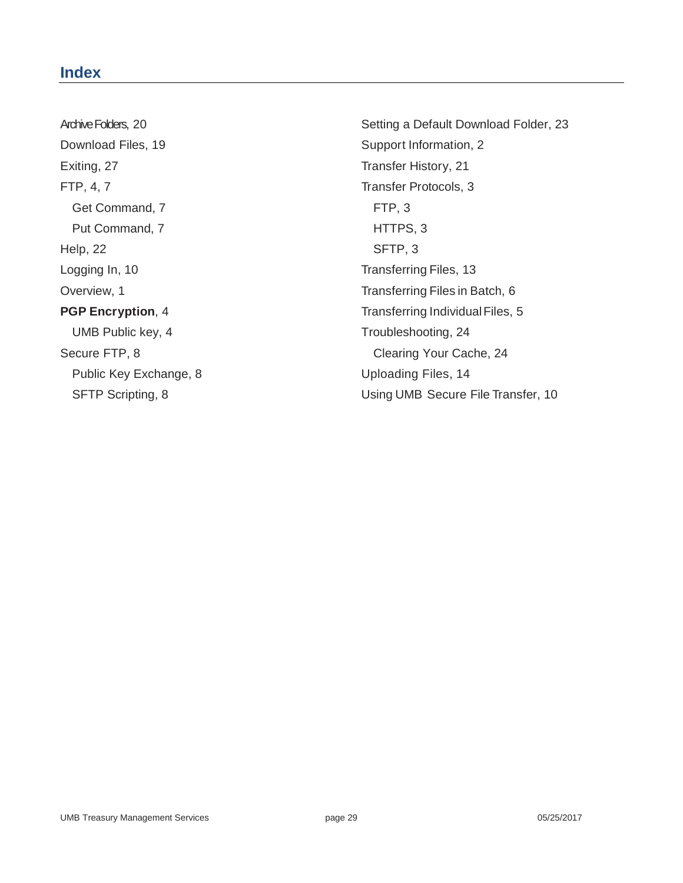## Index

Archive Folders, 20
Download Files, 19
Exiting, 27
FTP, 4, 7
- Get Command, 7
- Put Command, 7

Help, 22
Logging In, 10
Overview, 1
**PGP Encryption**, 4
- UMB Public key, 4

Secure FTP, 8
- Public Key Exchange, 8
- SFTP Scripting, 8

Setting a Default Download Folder, 23
Support Information, 2
Transfer History, 21
Transfer Protocols, 3
- FTP, 3
- HTTPS, 3
- SFTP, 3

Transferring Files, 13
Transferring Files in Batch, 6
Transferring Individual Files, 5
Troubleshooting, 24
- Clearing Your Cache, 24

Uploading Files, 14
Using UMB Secure File Transfer, 10